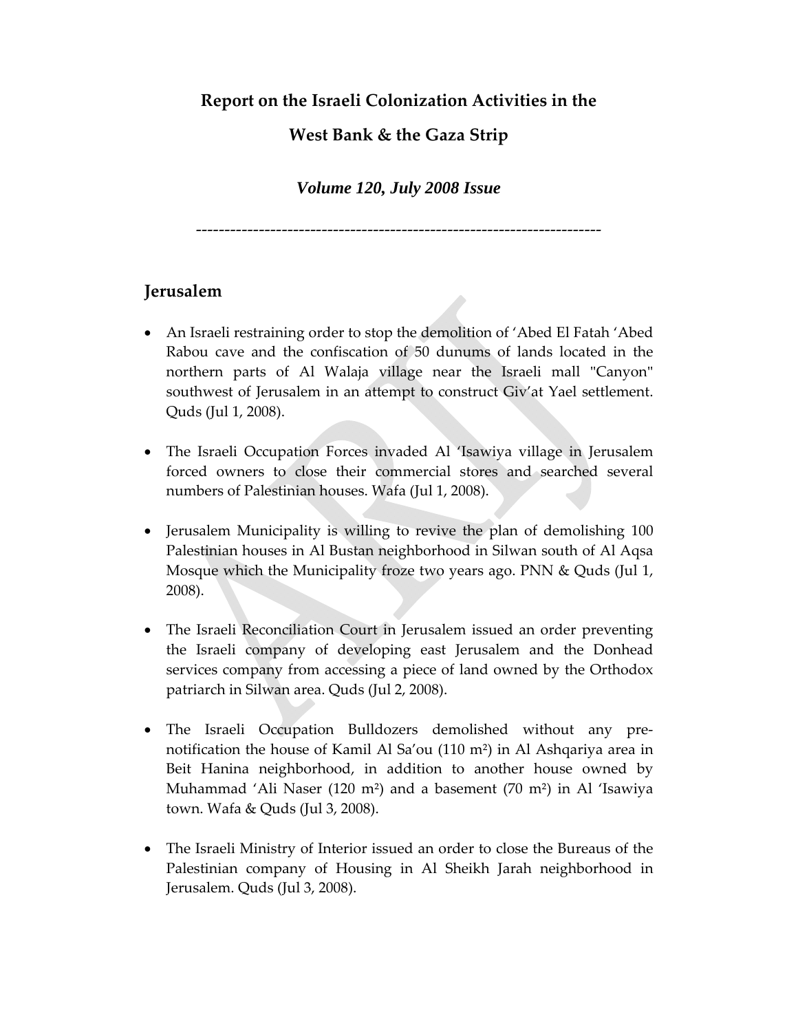**Report on the Israeli Colonization Activities in the West Bank & the Gaza Strip**

***Volume 120, July 2008 Issue***

---

## Jerusalem

- An Israeli restraining order to stop the demolition of 'Abed El Fatah 'Abed Rabou cave and the confiscation of 50 dunums of lands located in the northern parts of Al Walaja village near the Israeli mall "Canyon" southwest of Jerusalem in an attempt to construct Giv'at Yael settlement. Quds (Jul 1, 2008).

- The Israeli Occupation Forces invaded Al 'Isawiya village in Jerusalem forced owners to close their commercial stores and searched several numbers of Palestinian houses. Wafa (Jul 1, 2008).

- Jerusalem Municipality is willing to revive the plan of demolishing 100 Palestinian houses in Al Bustan neighborhood in Silwan south of Al Aqsa Mosque which the Municipality froze two years ago. PNN & Quds (Jul 1, 2008).

- The Israeli Reconciliation Court in Jerusalem issued an order preventing the Israeli company of developing east Jerusalem and the Donhead services company from accessing a piece of land owned by the Orthodox patriarch in Silwan area. Quds (Jul 2, 2008).

- The Israeli Occupation Bulldozers demolished without any pre-notification the house of Kamil Al Sa'ou (110 m²) in Al Ashqariya area in Beit Hanina neighborhood, in addition to another house owned by Muhammad 'Ali Naser (120 m²) and a basement (70 m²) in Al 'Isawiya town. Wafa & Quds (Jul 3, 2008).

- The Israeli Ministry of Interior issued an order to close the Bureaus of the Palestinian company of Housing in Al Sheikh Jarah neighborhood in Jerusalem. Quds (Jul 3, 2008).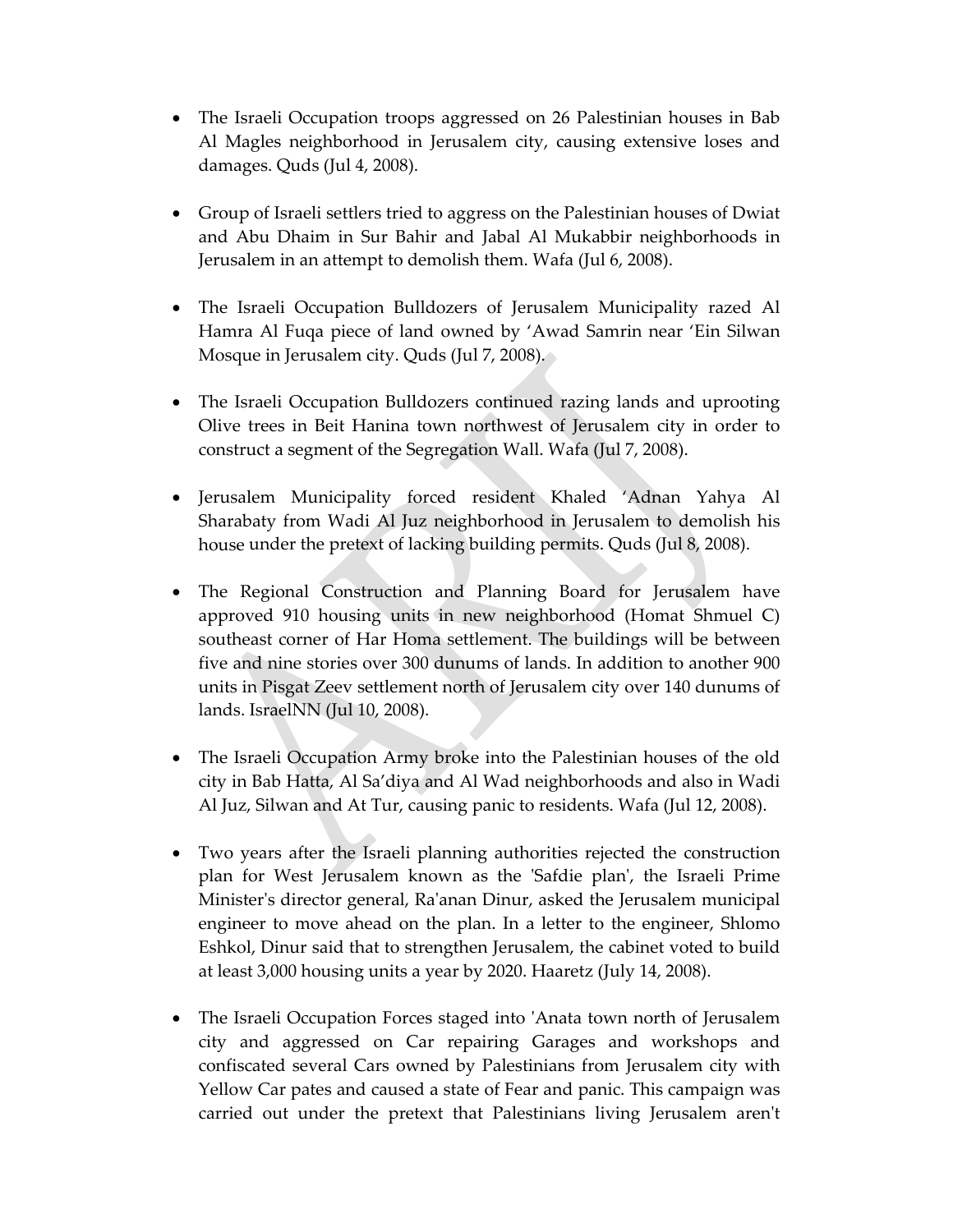- The Israeli Occupation troops aggressed on 26 Palestinian houses in Bab Al Magles neighborhood in Jerusalem city, causing extensive loses and damages. Quds (Jul 4, 2008).

- Group of Israeli settlers tried to aggress on the Palestinian houses of Dwiat and Abu Dhaim in Sur Bahir and Jabal Al Mukabbir neighborhoods in Jerusalem in an attempt to demolish them. Wafa (Jul 6, 2008).

- The Israeli Occupation Bulldozers of Jerusalem Municipality razed Al Hamra Al Fuqa piece of land owned by 'Awad Samrin near 'Ein Silwan Mosque in Jerusalem city. Quds (Jul 7, 2008).

- The Israeli Occupation Bulldozers continued razing lands and uprooting Olive trees in Beit Hanina town northwest of Jerusalem city in order to construct a segment of the Segregation Wall. Wafa (Jul 7, 2008).

- Jerusalem Municipality forced resident Khaled 'Adnan Yahya Al Sharabaty from Wadi Al Juz neighborhood in Jerusalem to demolish his house under the pretext of lacking building permits. Quds (Jul 8, 2008).

- The Regional Construction and Planning Board for Jerusalem have approved 910 housing units in new neighborhood (Homat Shmuel C) southeast corner of Har Homa settlement. The buildings will be between five and nine stories over 300 dunums of lands. In addition to another 900 units in Pisgat Zeev settlement north of Jerusalem city over 140 dunums of lands. IsraelNN (Jul 10, 2008).

- The Israeli Occupation Army broke into the Palestinian houses of the old city in Bab Hatta, Al Sa'diya and Al Wad neighborhoods and also in Wadi Al Juz, Silwan and At Tur, causing panic to residents. Wafa (Jul 12, 2008).

- Two years after the Israeli planning authorities rejected the construction plan for West Jerusalem known as the 'Safdie plan', the Israeli Prime Minister's director general, Ra'anan Dinur, asked the Jerusalem municipal engineer to move ahead on the plan. In a letter to the engineer, Shlomo Eshkol, Dinur said that to strengthen Jerusalem, the cabinet voted to build at least 3,000 housing units a year by 2020. Haaretz (July 14, 2008).

- The Israeli Occupation Forces staged into 'Anata town north of Jerusalem city and aggressed on Car repairing Garages and workshops and confiscated several Cars owned by Palestinians from Jerusalem city with Yellow Car pates and caused a state of Fear and panic. This campaign was carried out under the pretext that Palestinians living Jerusalem aren't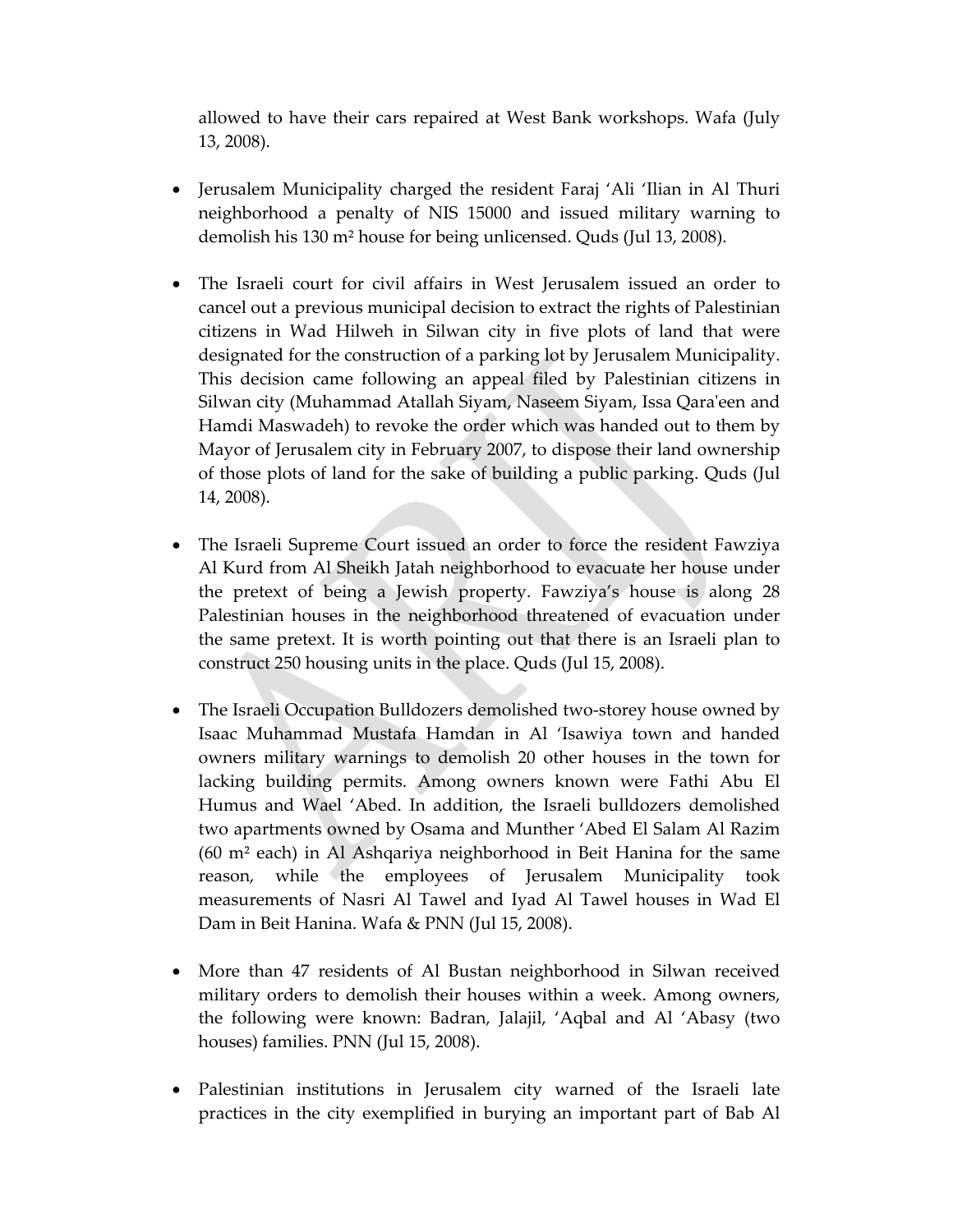allowed to have their cars repaired at West Bank workshops. Wafa (July 13, 2008).

- Jerusalem Municipality charged the resident Faraj 'Ali 'Ilian in Al Thuri neighborhood a penalty of NIS 15000 and issued military warning to demolish his 130 m² house for being unlicensed. Quds (Jul 13, 2008).

- The Israeli court for civil affairs in West Jerusalem issued an order to cancel out a previous municipal decision to extract the rights of Palestinian citizens in Wad Hilweh in Silwan city in five plots of land that were designated for the construction of a parking lot by Jerusalem Municipality. This decision came following an appeal filed by Palestinian citizens in Silwan city (Muhammad Atallah Siyam, Naseem Siyam, Issa Qara'een and Hamdi Maswadeh) to revoke the order which was handed out to them by Mayor of Jerusalem city in February 2007, to dispose their land ownership of those plots of land for the sake of building a public parking. Quds (Jul 14, 2008).

- The Israeli Supreme Court issued an order to force the resident Fawziya Al Kurd from Al Sheikh Jatah neighborhood to evacuate her house under the pretext of being a Jewish property. Fawziya's house is along 28 Palestinian houses in the neighborhood threatened of evacuation under the same pretext. It is worth pointing out that there is an Israeli plan to construct 250 housing units in the place. Quds (Jul 15, 2008).

- The Israeli Occupation Bulldozers demolished two-storey house owned by Isaac Muhammad Mustafa Hamdan in Al 'Isawiya town and handed owners military warnings to demolish 20 other houses in the town for lacking building permits. Among owners known were Fathi Abu El Humus and Wael 'Abed. In addition, the Israeli bulldozers demolished two apartments owned by Osama and Munther 'Abed El Salam Al Razim (60 m² each) in Al Ashqariya neighborhood in Beit Hanina for the same reason, while the employees of Jerusalem Municipality took measurements of Nasri Al Tawel and Iyad Al Tawel houses in Wad El Dam in Beit Hanina. Wafa & PNN (Jul 15, 2008).

- More than 47 residents of Al Bustan neighborhood in Silwan received military orders to demolish their houses within a week. Among owners, the following were known: Badran, Jalajil, 'Aqbal and Al 'Abasy (two houses) families. PNN (Jul 15, 2008).

- Palestinian institutions in Jerusalem city warned of the Israeli late practices in the city exemplified in burying an important part of Bab Al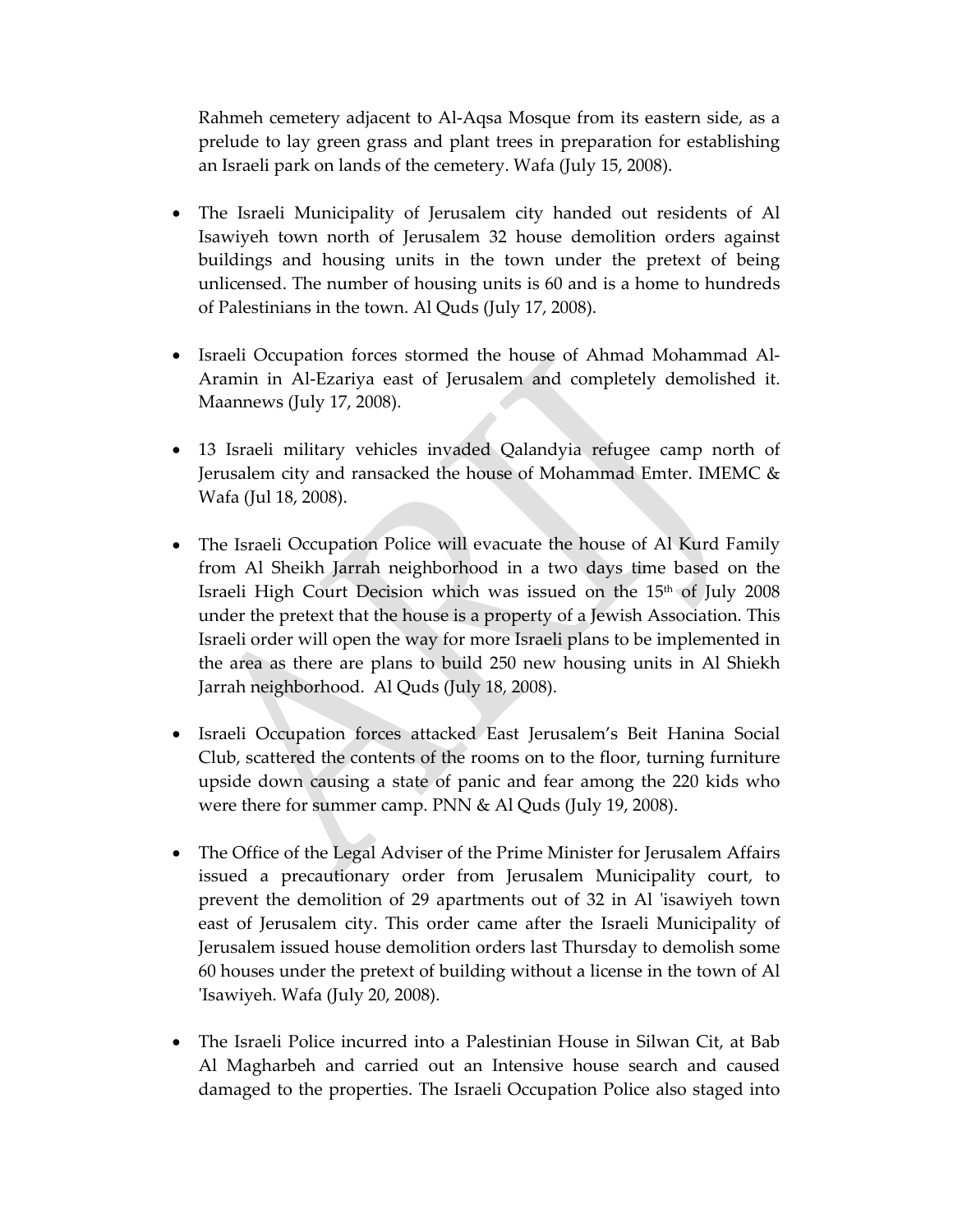Rahmeh cemetery adjacent to Al-Aqsa Mosque from its eastern side, as a prelude to lay green grass and plant trees in preparation for establishing an Israeli park on lands of the cemetery. Wafa (July 15, 2008).

- The Israeli Municipality of Jerusalem city handed out residents of Al Isawiyeh town north of Jerusalem 32 house demolition orders against buildings and housing units in the town under the pretext of being unlicensed. The number of housing units is 60 and is a home to hundreds of Palestinians in the town. Al Quds (July 17, 2008).

- Israeli Occupation forces stormed the house of Ahmad Mohammad Al-Aramin in Al-Ezariya east of Jerusalem and completely demolished it. Maannews (July 17, 2008).

- 13 Israeli military vehicles invaded Qalandyia refugee camp north of Jerusalem city and ransacked the house of Mohammad Emter. IMEMC & Wafa (Jul 18, 2008).

- The Israeli Occupation Police will evacuate the house of Al Kurd Family from Al Sheikh Jarrah neighborhood in a two days time based on the Israeli High Court Decision which was issued on the 15th of July 2008 under the pretext that the house is a property of a Jewish Association. This Israeli order will open the way for more Israeli plans to be implemented in the area as there are plans to build 250 new housing units in Al Shiekh Jarrah neighborhood. Al Quds (July 18, 2008).

- Israeli Occupation forces attacked East Jerusalem's Beit Hanina Social Club, scattered the contents of the rooms on to the floor, turning furniture upside down causing a state of panic and fear among the 220 kids who were there for summer camp. PNN & Al Quds (July 19, 2008).

- The Office of the Legal Adviser of the Prime Minister for Jerusalem Affairs issued a precautionary order from Jerusalem Municipality court, to prevent the demolition of 29 apartments out of 32 in Al 'isawiyeh town east of Jerusalem city. This order came after the Israeli Municipality of Jerusalem issued house demolition orders last Thursday to demolish some 60 houses under the pretext of building without a license in the town of Al 'Isawiyeh. Wafa (July 20, 2008).

- The Israeli Police incurred into a Palestinian House in Silwan Cit, at Bab Al Magharbeh and carried out an Intensive house search and caused damaged to the properties. The Israeli Occupation Police also staged into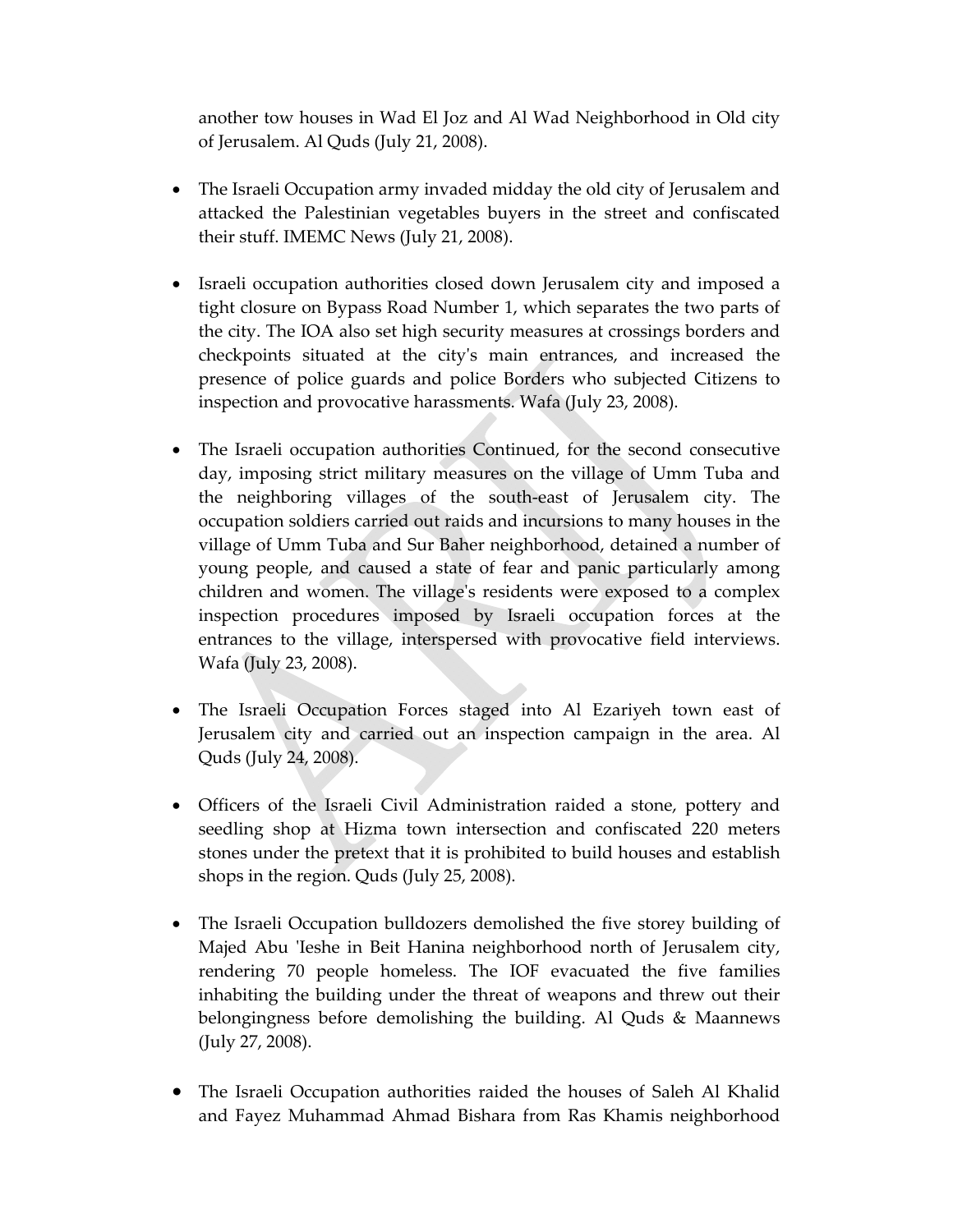another tow houses in Wad El Joz and Al Wad Neighborhood in Old city of Jerusalem. Al Quds (July 21, 2008).

- The Israeli Occupation army invaded midday the old city of Jerusalem and attacked the Palestinian vegetables buyers in the street and confiscated their stuff. IMEMC News (July 21, 2008).

- Israeli occupation authorities closed down Jerusalem city and imposed a tight closure on Bypass Road Number 1, which separates the two parts of the city. The IOA also set high security measures at crossings borders and checkpoints situated at the city's main entrances, and increased the presence of police guards and police Borders who subjected Citizens to inspection and provocative harassments. Wafa (July 23, 2008).

- The Israeli occupation authorities Continued, for the second consecutive day, imposing strict military measures on the village of Umm Tuba and the neighboring villages of the south-east of Jerusalem city. The occupation soldiers carried out raids and incursions to many houses in the village of Umm Tuba and Sur Baher neighborhood, detained a number of young people, and caused a state of fear and panic particularly among children and women. The village's residents were exposed to a complex inspection procedures imposed by Israeli occupation forces at the entrances to the village, interspersed with provocative field interviews. Wafa (July 23, 2008).

- The Israeli Occupation Forces staged into Al Ezariyeh town east of Jerusalem city and carried out an inspection campaign in the area. Al Quds (July 24, 2008).

- Officers of the Israeli Civil Administration raided a stone, pottery and seedling shop at Hizma town intersection and confiscated 220 meters stones under the pretext that it is prohibited to build houses and establish shops in the region. Quds (July 25, 2008).

- The Israeli Occupation bulldozers demolished the five storey building of Majed Abu 'Ieshe in Beit Hanina neighborhood north of Jerusalem city, rendering 70 people homeless. The IOF evacuated the five families inhabiting the building under the threat of weapons and threw out their belongingness before demolishing the building. Al Quds & Maannews (July 27, 2008).

- The Israeli Occupation authorities raided the houses of Saleh Al Khalid and Fayez Muhammad Ahmad Bishara from Ras Khamis neighborhood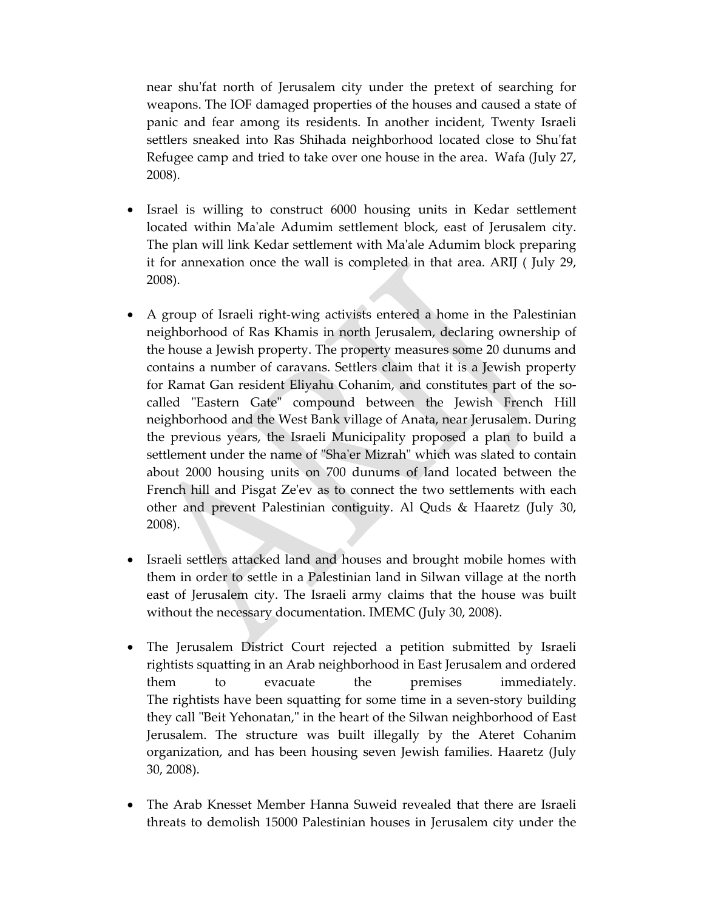near shu'fat north of Jerusalem city under the pretext of searching for weapons. The IOF damaged properties of the houses and caused a state of panic and fear among its residents. In another incident, Twenty Israeli settlers sneaked into Ras Shihada neighborhood located close to Shu'fat Refugee camp and tried to take over one house in the area. Wafa (July 27, 2008).

- Israel is willing to construct 6000 housing units in Kedar settlement located within Ma'ale Adumim settlement block, east of Jerusalem city. The plan will link Kedar settlement with Ma'ale Adumim block preparing it for annexation once the wall is completed in that area. ARIJ ( July 29, 2008).

- A group of Israeli right-wing activists entered a home in the Palestinian neighborhood of Ras Khamis in north Jerusalem, declaring ownership of the house a Jewish property. The property measures some 20 dunums and contains a number of caravans. Settlers claim that it is a Jewish property for Ramat Gan resident Eliyahu Cohanim, and constitutes part of the so-called "Eastern Gate" compound between the Jewish French Hill neighborhood and the West Bank village of Anata, near Jerusalem. During the previous years, the Israeli Municipality proposed a plan to build a settlement under the name of "Sha'er Mizrah" which was slated to contain about 2000 housing units on 700 dunums of land located between the French hill and Pisgat Ze'ev as to connect the two settlements with each other and prevent Palestinian contiguity. Al Quds & Haaretz (July 30, 2008).

- Israeli settlers attacked land and houses and brought mobile homes with them in order to settle in a Palestinian land in Silwan village at the north east of Jerusalem city. The Israeli army claims that the house was built without the necessary documentation. IMEMC (July 30, 2008).

- The Jerusalem District Court rejected a petition submitted by Israeli rightists squatting in an Arab neighborhood in East Jerusalem and ordered them to evacuate the premises immediately. The rightists have been squatting for some time in a seven-story building they call "Beit Yehonatan," in the heart of the Silwan neighborhood of East Jerusalem. The structure was built illegally by the Ateret Cohanim organization, and has been housing seven Jewish families. Haaretz (July 30, 2008).

- The Arab Knesset Member Hanna Suweid revealed that there are Israeli threats to demolish 15000 Palestinian houses in Jerusalem city under the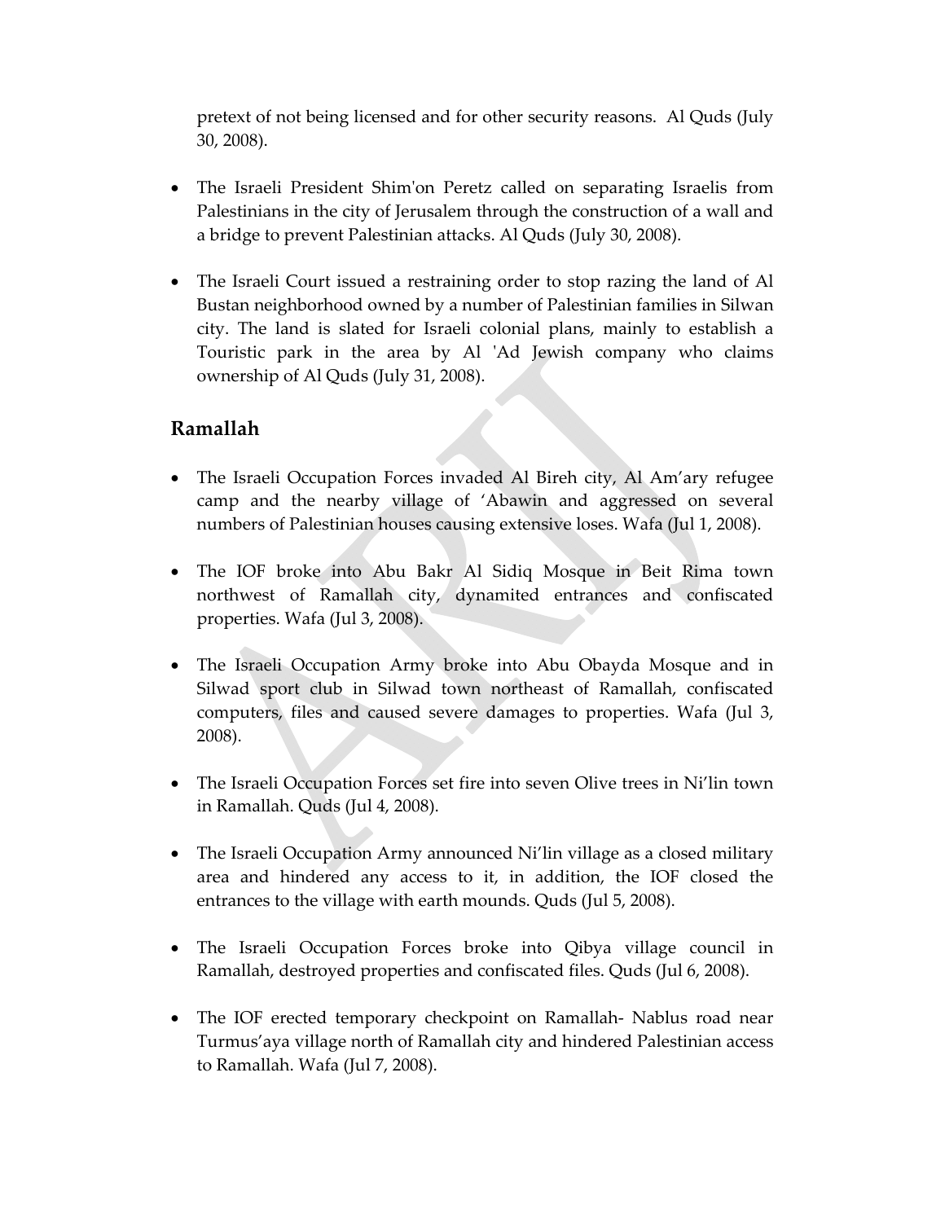pretext of not being licensed and for other security reasons. Al Quds (July 30, 2008).

- The Israeli President Shim'on Peretz called on separating Israelis from Palestinians in the city of Jerusalem through the construction of a wall and a bridge to prevent Palestinian attacks. Al Quds (July 30, 2008).

- The Israeli Court issued a restraining order to stop razing the land of Al Bustan neighborhood owned by a number of Palestinian families in Silwan city. The land is slated for Israeli colonial plans, mainly to establish a Touristic park in the area by Al 'Ad Jewish company who claims ownership of Al Quds (July 31, 2008).

## Ramallah

- The Israeli Occupation Forces invaded Al Bireh city, Al Am'ary refugee camp and the nearby village of 'Abawin and aggressed on several numbers of Palestinian houses causing extensive loses. Wafa (Jul 1, 2008).

- The IOF broke into Abu Bakr Al Sidiq Mosque in Beit Rima town northwest of Ramallah city, dynamited entrances and confiscated properties. Wafa (Jul 3, 2008).

- The Israeli Occupation Army broke into Abu Obayda Mosque and in Silwad sport club in Silwad town northeast of Ramallah, confiscated computers, files and caused severe damages to properties. Wafa (Jul 3, 2008).

- The Israeli Occupation Forces set fire into seven Olive trees in Ni'lin town in Ramallah. Quds (Jul 4, 2008).

- The Israeli Occupation Army announced Ni'lin village as a closed military area and hindered any access to it, in addition, the IOF closed the entrances to the village with earth mounds. Quds (Jul 5, 2008).

- The Israeli Occupation Forces broke into Qibya village council in Ramallah, destroyed properties and confiscated files. Quds (Jul 6, 2008).

- The IOF erected temporary checkpoint on Ramallah- Nablus road near Turmus'aya village north of Ramallah city and hindered Palestinian access to Ramallah. Wafa (Jul 7, 2008).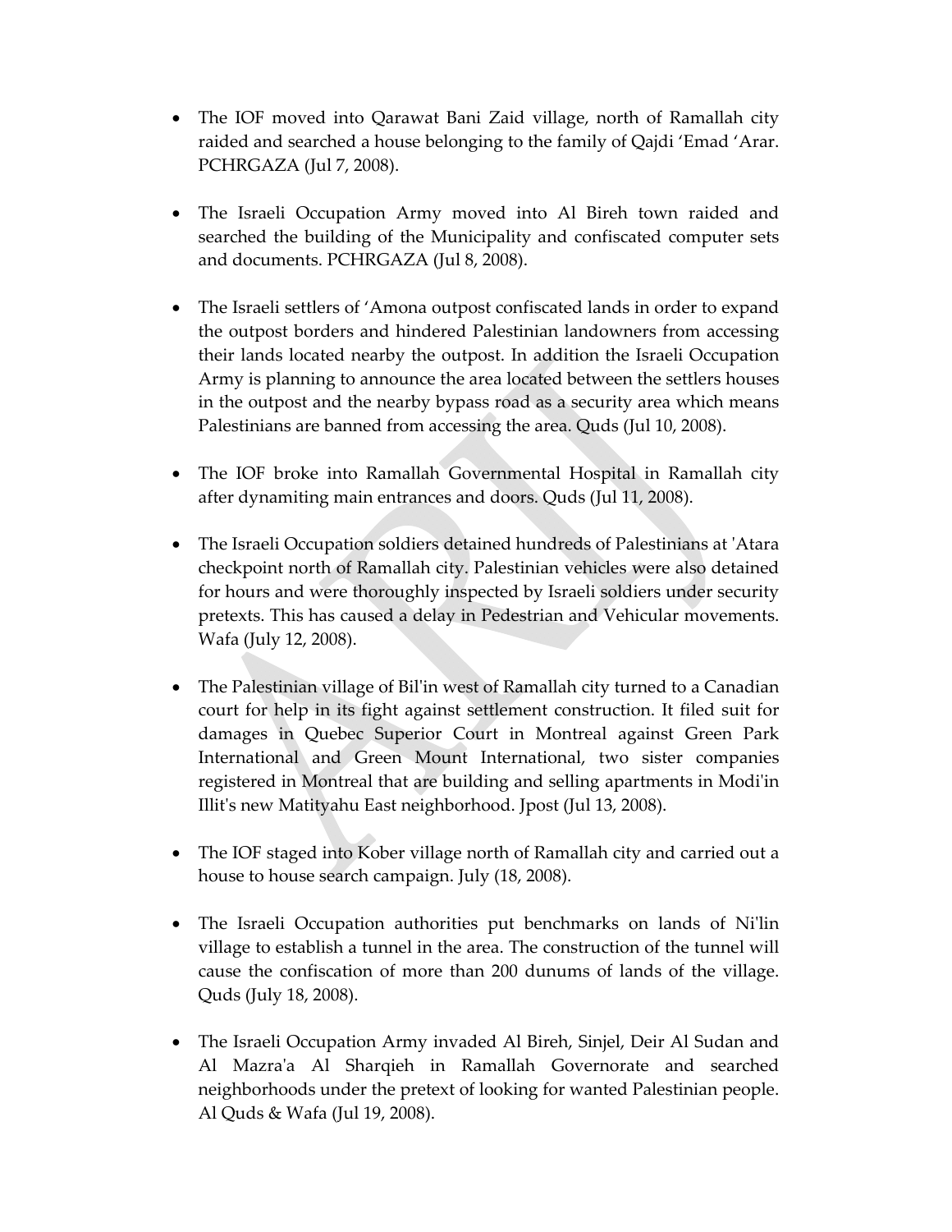- The IOF moved into Qarawat Bani Zaid village, north of Ramallah city raided and searched a house belonging to the family of Qajdi 'Emad 'Arar. PCHRGAZA (Jul 7, 2008).

- The Israeli Occupation Army moved into Al Bireh town raided and searched the building of the Municipality and confiscated computer sets and documents. PCHRGAZA (Jul 8, 2008).

- The Israeli settlers of 'Amona outpost confiscated lands in order to expand the outpost borders and hindered Palestinian landowners from accessing their lands located nearby the outpost. In addition the Israeli Occupation Army is planning to announce the area located between the settlers houses in the outpost and the nearby bypass road as a security area which means Palestinians are banned from accessing the area. Quds (Jul 10, 2008).

- The IOF broke into Ramallah Governmental Hospital in Ramallah city after dynamiting main entrances and doors. Quds (Jul 11, 2008).

- The Israeli Occupation soldiers detained hundreds of Palestinians at 'Atara checkpoint north of Ramallah city. Palestinian vehicles were also detained for hours and were thoroughly inspected by Israeli soldiers under security pretexts. This has caused a delay in Pedestrian and Vehicular movements. Wafa (July 12, 2008).

- The Palestinian village of Bil'in west of Ramallah city turned to a Canadian court for help in its fight against settlement construction. It filed suit for damages in Quebec Superior Court in Montreal against Green Park International and Green Mount International, two sister companies registered in Montreal that are building and selling apartments in Modi'in Illit's new Matityahu East neighborhood. Jpost (Jul 13, 2008).

- The IOF staged into Kober village north of Ramallah city and carried out a house to house search campaign. July (18, 2008).

- The Israeli Occupation authorities put benchmarks on lands of Ni'lin village to establish a tunnel in the area. The construction of the tunnel will cause the confiscation of more than 200 dunums of lands of the village. Quds (July 18, 2008).

- The Israeli Occupation Army invaded Al Bireh, Sinjel, Deir Al Sudan and Al Mazra'a Al Sharqieh in Ramallah Governorate and searched neighborhoods under the pretext of looking for wanted Palestinian people. Al Quds & Wafa (Jul 19, 2008).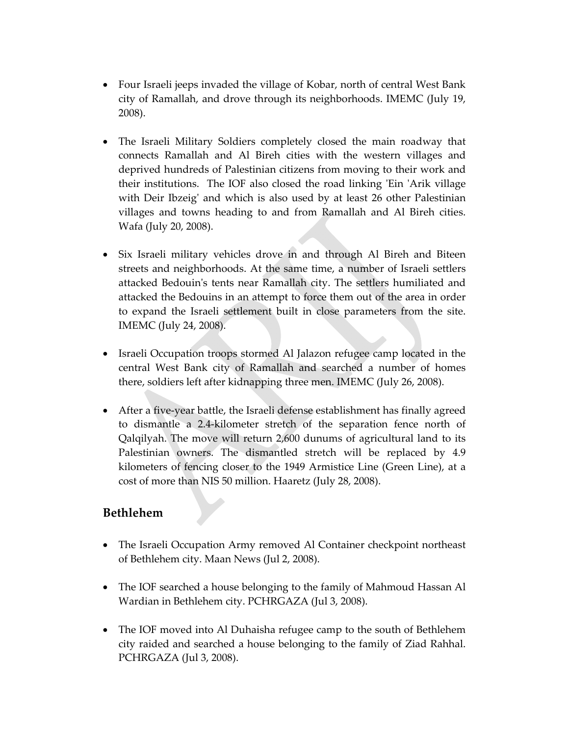- Four Israeli jeeps invaded the village of Kobar, north of central West Bank city of Ramallah, and drove through its neighborhoods. IMEMC (July 19, 2008).

- The Israeli Military Soldiers completely closed the main roadway that connects Ramallah and Al Bireh cities with the western villages and deprived hundreds of Palestinian citizens from moving to their work and their institutions. The IOF also closed the road linking 'Ein 'Arik village with Deir Ibzeig' and which is also used by at least 26 other Palestinian villages and towns heading to and from Ramallah and Al Bireh cities. Wafa (July 20, 2008).

- Six Israeli military vehicles drove in and through Al Bireh and Biteen streets and neighborhoods. At the same time, a number of Israeli settlers attacked Bedouin's tents near Ramallah city. The settlers humiliated and attacked the Bedouins in an attempt to force them out of the area in order to expand the Israeli settlement built in close parameters from the site. IMEMC (July 24, 2008).

- Israeli Occupation troops stormed Al Jalazon refugee camp located in the central West Bank city of Ramallah and searched a number of homes there, soldiers left after kidnapping three men. IMEMC (July 26, 2008).

- After a five-year battle, the Israeli defense establishment has finally agreed to dismantle a 2.4-kilometer stretch of the separation fence north of Qalqilyah. The move will return 2,600 dunums of agricultural land to its Palestinian owners. The dismantled stretch will be replaced by 4.9 kilometers of fencing closer to the 1949 Armistice Line (Green Line), at a cost of more than NIS 50 million. Haaretz (July 28, 2008).

## Bethlehem

- The Israeli Occupation Army removed Al Container checkpoint northeast of Bethlehem city. Maan News (Jul 2, 2008).

- The IOF searched a house belonging to the family of Mahmoud Hassan Al Wardian in Bethlehem city. PCHRGAZA (Jul 3, 2008).

- The IOF moved into Al Duhaisha refugee camp to the south of Bethlehem city raided and searched a house belonging to the family of Ziad Rahhal. PCHRGAZA (Jul 3, 2008).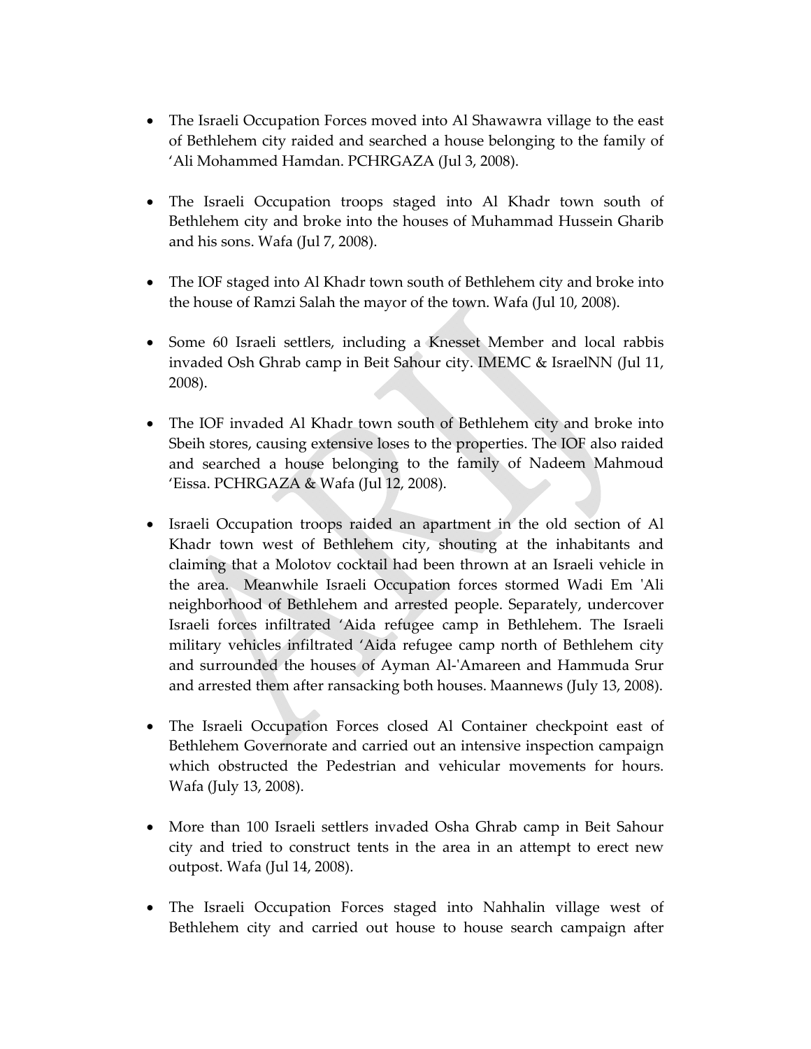- The Israeli Occupation Forces moved into Al Shawawra village to the east of Bethlehem city raided and searched a house belonging to the family of 'Ali Mohammed Hamdan. PCHRGAZA (Jul 3, 2008).

- The Israeli Occupation troops staged into Al Khadr town south of Bethlehem city and broke into the houses of Muhammad Hussein Gharib and his sons. Wafa (Jul 7, 2008).

- The IOF staged into Al Khadr town south of Bethlehem city and broke into the house of Ramzi Salah the mayor of the town. Wafa (Jul 10, 2008).

- Some 60 Israeli settlers, including a Knesset Member and local rabbis invaded Osh Ghrab camp in Beit Sahour city. IMEMC & IsraelNN (Jul 11, 2008).

- The IOF invaded Al Khadr town south of Bethlehem city and broke into Sbeih stores, causing extensive loses to the properties. The IOF also raided and searched a house belonging to the family of Nadeem Mahmoud 'Eissa. PCHRGAZA & Wafa (Jul 12, 2008).

- Israeli Occupation troops raided an apartment in the old section of Al Khadr town west of Bethlehem city, shouting at the inhabitants and claiming that a Molotov cocktail had been thrown at an Israeli vehicle in the area. Meanwhile Israeli Occupation forces stormed Wadi Em 'Ali neighborhood of Bethlehem and arrested people. Separately, undercover Israeli forces infiltrated 'Aida refugee camp in Bethlehem. The Israeli military vehicles infiltrated 'Aida refugee camp north of Bethlehem city and surrounded the houses of Ayman Al-'Amareen and Hammuda Srur and arrested them after ransacking both houses. Maannews (July 13, 2008).

- The Israeli Occupation Forces closed Al Container checkpoint east of Bethlehem Governorate and carried out an intensive inspection campaign which obstructed the Pedestrian and vehicular movements for hours. Wafa (July 13, 2008).

- More than 100 Israeli settlers invaded Osha Ghrab camp in Beit Sahour city and tried to construct tents in the area in an attempt to erect new outpost. Wafa (Jul 14, 2008).

- The Israeli Occupation Forces staged into Nahhalin village west of Bethlehem city and carried out house to house search campaign after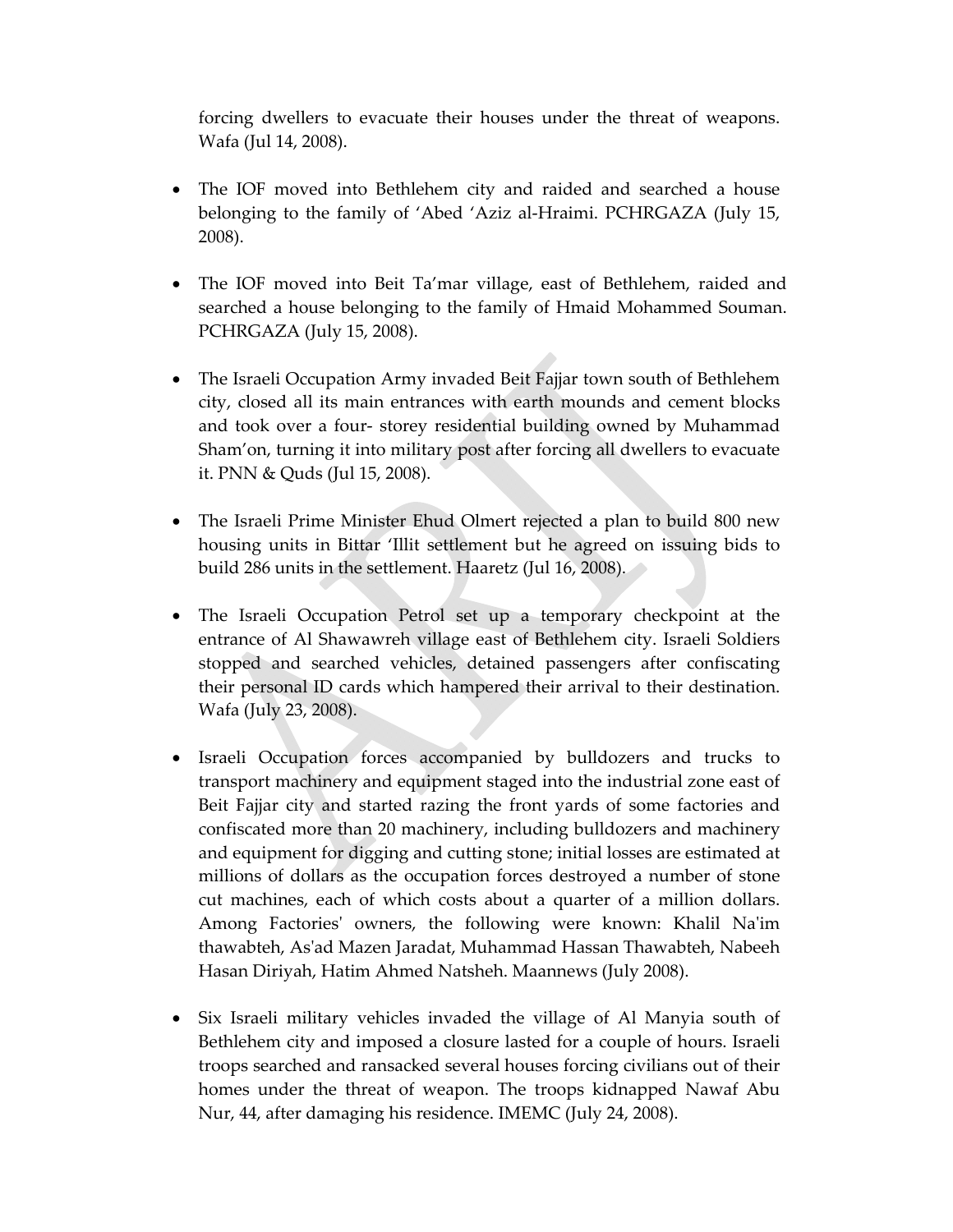forcing dwellers to evacuate their houses under the threat of weapons. Wafa (Jul 14, 2008).

- The IOF moved into Bethlehem city and raided and searched a house belonging to the family of 'Abed 'Aziz al-Hraimi. PCHRGAZA (July 15, 2008).

- The IOF moved into Beit Ta'mar village, east of Bethlehem, raided and searched a house belonging to the family of Hmaid Mohammed Souman. PCHRGAZA (July 15, 2008).

- The Israeli Occupation Army invaded Beit Fajjar town south of Bethlehem city, closed all its main entrances with earth mounds and cement blocks and took over a four- storey residential building owned by Muhammad Sham'on, turning it into military post after forcing all dwellers to evacuate it. PNN & Quds (Jul 15, 2008).

- The Israeli Prime Minister Ehud Olmert rejected a plan to build 800 new housing units in Bittar 'Illit settlement but he agreed on issuing bids to build 286 units in the settlement. Haaretz (Jul 16, 2008).

- The Israeli Occupation Petrol set up a temporary checkpoint at the entrance of Al Shawawreh village east of Bethlehem city. Israeli Soldiers stopped and searched vehicles, detained passengers after confiscating their personal ID cards which hampered their arrival to their destination. Wafa (July 23, 2008).

- Israeli Occupation forces accompanied by bulldozers and trucks to transport machinery and equipment staged into the industrial zone east of Beit Fajjar city and started razing the front yards of some factories and confiscated more than 20 machinery, including bulldozers and machinery and equipment for digging and cutting stone; initial losses are estimated at millions of dollars as the occupation forces destroyed a number of stone cut machines, each of which costs about a quarter of a million dollars. Among Factories' owners, the following were known: Khalil Na'im thawabteh, As'ad Mazen Jaradat, Muhammad Hassan Thawabteh, Nabeeh Hasan Diriyah, Hatim Ahmed Natsheh. Maannews (July 2008).

- Six Israeli military vehicles invaded the village of Al Manyia south of Bethlehem city and imposed a closure lasted for a couple of hours. Israeli troops searched and ransacked several houses forcing civilians out of their homes under the threat of weapon. The troops kidnapped Nawaf Abu Nur, 44, after damaging his residence. IMEMC (July 24, 2008).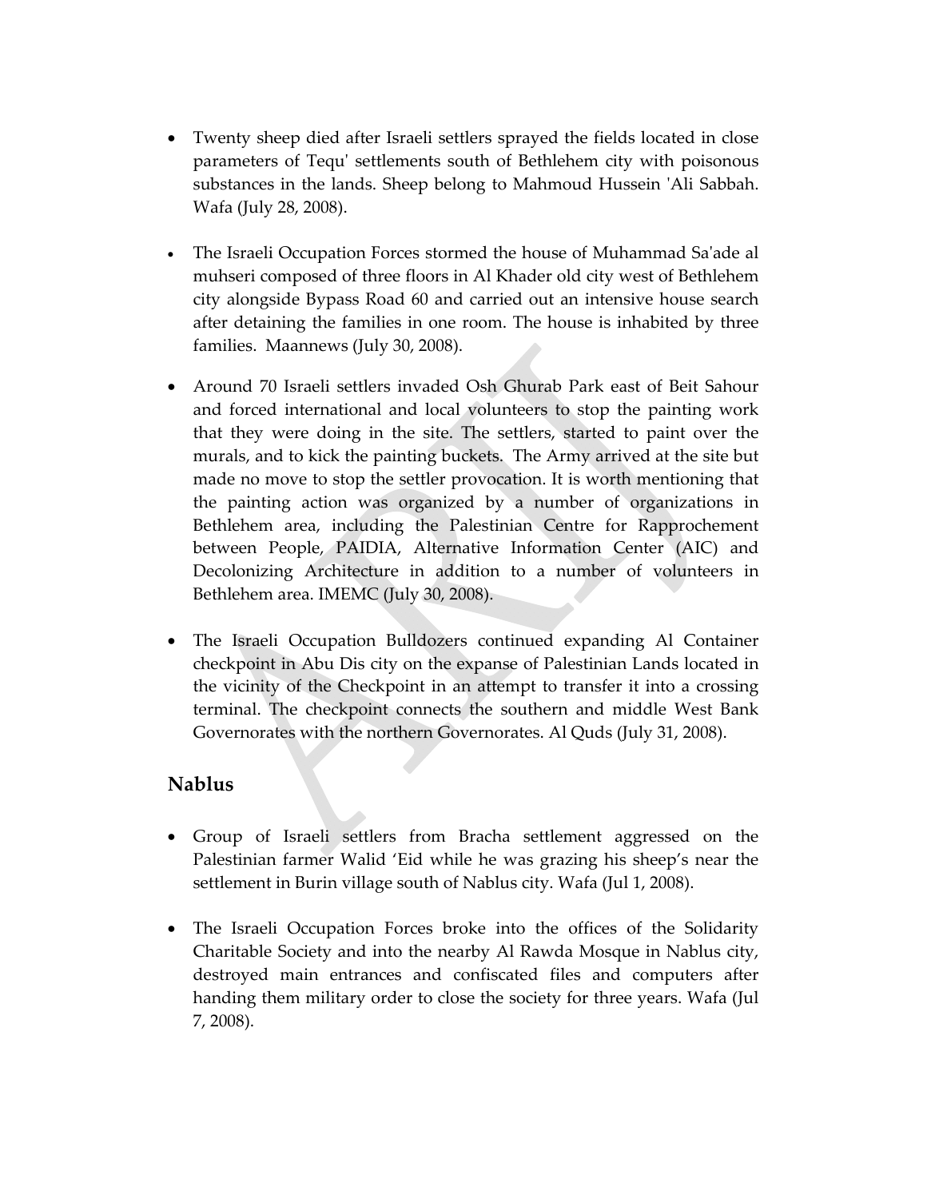- Twenty sheep died after Israeli settlers sprayed the fields located in close parameters of Tequ' settlements south of Bethlehem city with poisonous substances in the lands. Sheep belong to Mahmoud Hussein 'Ali Sabbah. Wafa (July 28, 2008).

- The Israeli Occupation Forces stormed the house of Muhammad Sa'ade al muhseri composed of three floors in Al Khader old city west of Bethlehem city alongside Bypass Road 60 and carried out an intensive house search after detaining the families in one room. The house is inhabited by three families. Maannews (July 30, 2008).

- Around 70 Israeli settlers invaded Osh Ghurab Park east of Beit Sahour and forced international and local volunteers to stop the painting work that they were doing in the site. The settlers, started to paint over the murals, and to kick the painting buckets. The Army arrived at the site but made no move to stop the settler provocation. It is worth mentioning that the painting action was organized by a number of organizations in Bethlehem area, including the Palestinian Centre for Rapprochement between People, PAIDIA, Alternative Information Center (AIC) and Decolonizing Architecture in addition to a number of volunteers in Bethlehem area. IMEMC (July 30, 2008).

- The Israeli Occupation Bulldozers continued expanding Al Container checkpoint in Abu Dis city on the expanse of Palestinian Lands located in the vicinity of the Checkpoint in an attempt to transfer it into a crossing terminal. The checkpoint connects the southern and middle West Bank Governorates with the northern Governorates. Al Quds (July 31, 2008).

## Nablus

- Group of Israeli settlers from Bracha settlement aggressed on the Palestinian farmer Walid 'Eid while he was grazing his sheep's near the settlement in Burin village south of Nablus city. Wafa (Jul 1, 2008).

- The Israeli Occupation Forces broke into the offices of the Solidarity Charitable Society and into the nearby Al Rawda Mosque in Nablus city, destroyed main entrances and confiscated files and computers after handing them military order to close the society for three years. Wafa (Jul 7, 2008).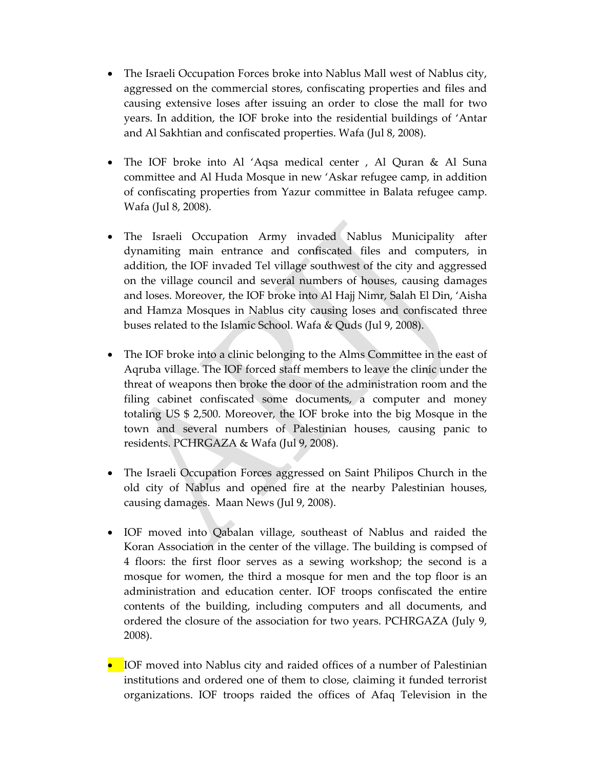- The Israeli Occupation Forces broke into Nablus Mall west of Nablus city, aggressed on the commercial stores, confiscating properties and files and causing extensive loses after issuing an order to close the mall for two years. In addition, the IOF broke into the residential buildings of 'Antar and Al Sakhtian and confiscated properties. Wafa (Jul 8, 2008).

- The IOF broke into Al 'Aqsa medical center , Al Quran & Al Suna committee and Al Huda Mosque in new 'Askar refugee camp, in addition of confiscating properties from Yazur committee in Balata refugee camp. Wafa (Jul 8, 2008).

- The Israeli Occupation Army invaded Nablus Municipality after dynamiting main entrance and confiscated files and computers, in addition, the IOF invaded Tel village southwest of the city and aggressed on the village council and several numbers of houses, causing damages and loses. Moreover, the IOF broke into Al Hajj Nimr, Salah El Din, 'Aisha and Hamza Mosques in Nablus city causing loses and confiscated three buses related to the Islamic School. Wafa & Quds (Jul 9, 2008).

- The IOF broke into a clinic belonging to the Alms Committee in the east of Aqruba village. The IOF forced staff members to leave the clinic under the threat of weapons then broke the door of the administration room and the filing cabinet confiscated some documents, a computer and money totaling US $ 2,500. Moreover, the IOF broke into the big Mosque in the town and several numbers of Palestinian houses, causing panic to residents. PCHRGAZA & Wafa (Jul 9, 2008).

- The Israeli Occupation Forces aggressed on Saint Philipos Church in the old city of Nablus and opened fire at the nearby Palestinian houses, causing damages. Maan News (Jul 9, 2008).

- IOF moved into Qabalan village, southeast of Nablus and raided the Koran Association in the center of the village. The building is compsed of 4 floors: the first floor serves as a sewing workshop; the second is a mosque for women, the third a mosque for men and the top floor is an administration and education center. IOF troops confiscated the entire contents of the building, including computers and all documents, and ordered the closure of the association for two years. PCHRGAZA (July 9, 2008).

- IOF moved into Nablus city and raided offices of a number of Palestinian institutions and ordered one of them to close, claiming it funded terrorist organizations. IOF troops raided the offices of Afaq Television in the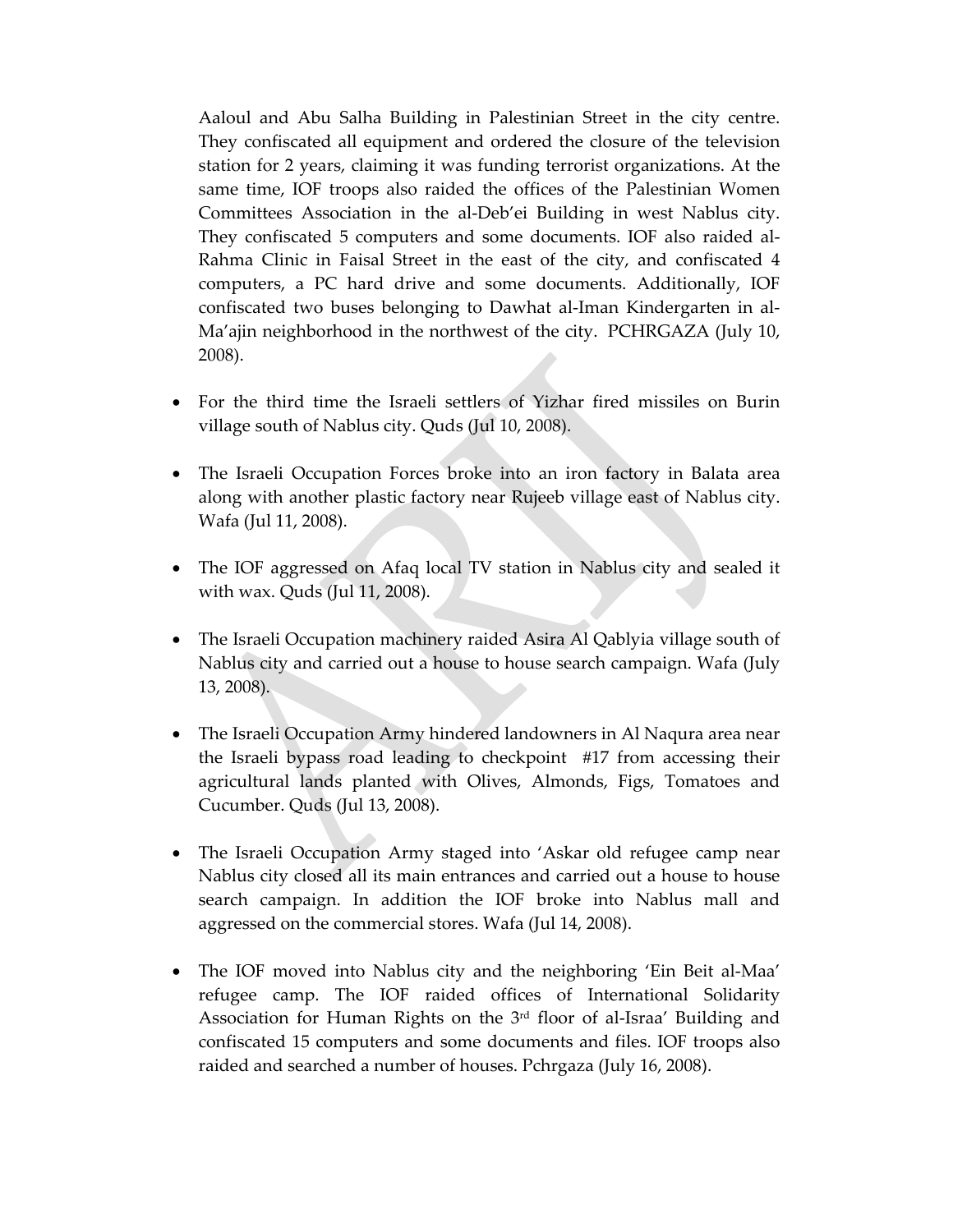Aaloul and Abu Salha Building in Palestinian Street in the city centre. They confiscated all equipment and ordered the closure of the television station for 2 years, claiming it was funding terrorist organizations. At the same time, IOF troops also raided the offices of the Palestinian Women Committees Association in the al-Deb'ei Building in west Nablus city. They confiscated 5 computers and some documents. IOF also raided al-Rahma Clinic in Faisal Street in the east of the city, and confiscated 4 computers, a PC hard drive and some documents. Additionally, IOF confiscated two buses belonging to Dawhat al-Iman Kindergarten in al-Ma'ajin neighborhood in the northwest of the city. PCHRGAZA (July 10, 2008).

- For the third time the Israeli settlers of Yizhar fired missiles on Burin village south of Nablus city. Quds (Jul 10, 2008).

- The Israeli Occupation Forces broke into an iron factory in Balata area along with another plastic factory near Rujeeb village east of Nablus city. Wafa (Jul 11, 2008).

- The IOF aggressed on Afaq local TV station in Nablus city and sealed it with wax. Quds (Jul 11, 2008).

- The Israeli Occupation machinery raided Asira Al Qablyia village south of Nablus city and carried out a house to house search campaign. Wafa (July 13, 2008).

- The Israeli Occupation Army hindered landowners in Al Naqura area near the Israeli bypass road leading to checkpoint #17 from accessing their agricultural lands planted with Olives, Almonds, Figs, Tomatoes and Cucumber. Quds (Jul 13, 2008).

- The Israeli Occupation Army staged into 'Askar old refugee camp near Nablus city closed all its main entrances and carried out a house to house search campaign. In addition the IOF broke into Nablus mall and aggressed on the commercial stores. Wafa (Jul 14, 2008).

- The IOF moved into Nablus city and the neighboring 'Ein Beit al-Maa' refugee camp. The IOF raided offices of International Solidarity Association for Human Rights on the 3rd floor of al-Israa' Building and confiscated 15 computers and some documents and files. IOF troops also raided and searched a number of houses. Pchrgaza (July 16, 2008).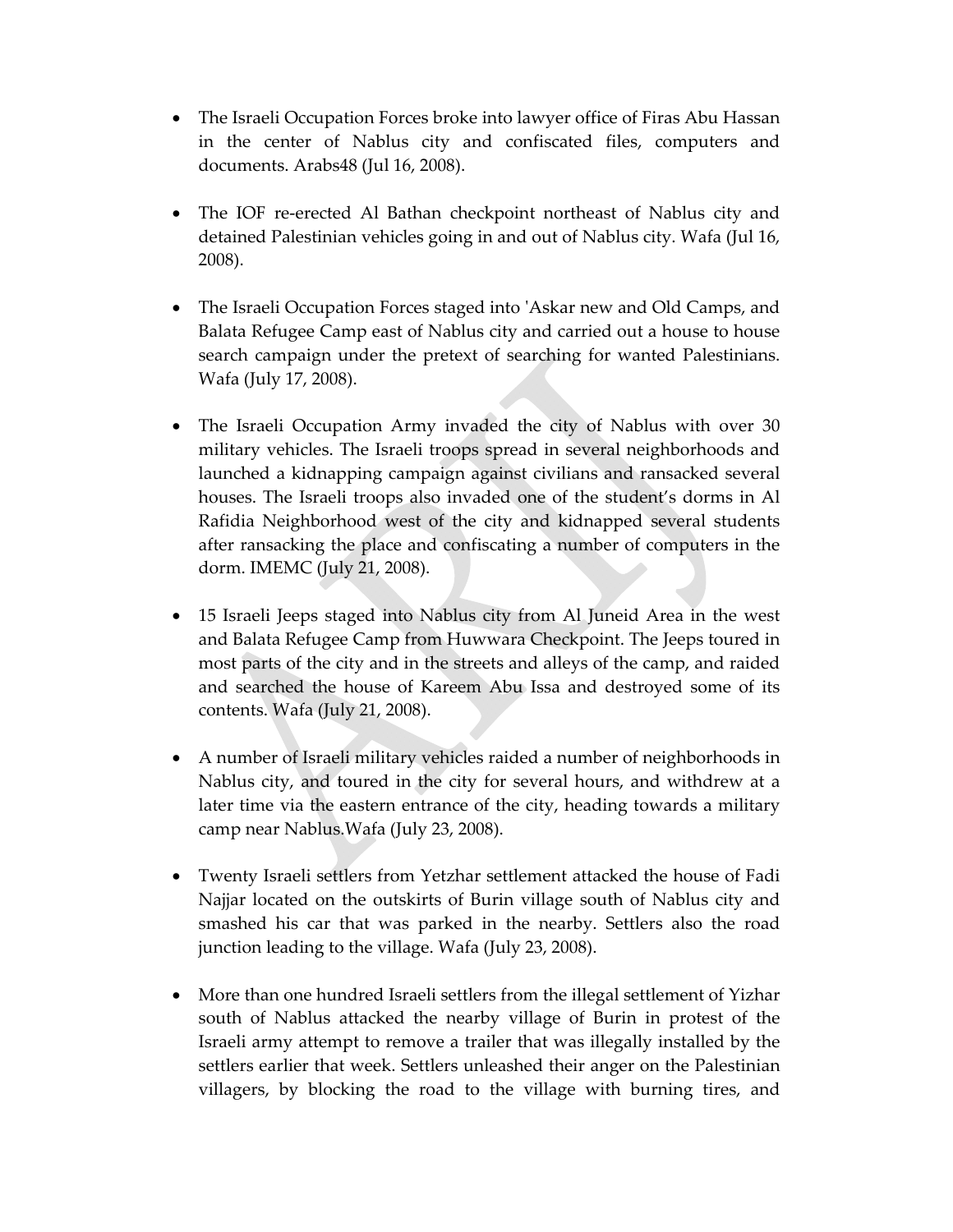- The Israeli Occupation Forces broke into lawyer office of Firas Abu Hassan in the center of Nablus city and confiscated files, computers and documents. Arabs48 (Jul 16, 2008).

- The IOF re-erected Al Bathan checkpoint northeast of Nablus city and detained Palestinian vehicles going in and out of Nablus city. Wafa (Jul 16, 2008).

- The Israeli Occupation Forces staged into 'Askar new and Old Camps, and Balata Refugee Camp east of Nablus city and carried out a house to house search campaign under the pretext of searching for wanted Palestinians. Wafa (July 17, 2008).

- The Israeli Occupation Army invaded the city of Nablus with over 30 military vehicles. The Israeli troops spread in several neighborhoods and launched a kidnapping campaign against civilians and ransacked several houses. The Israeli troops also invaded one of the student's dorms in Al Rafidia Neighborhood west of the city and kidnapped several students after ransacking the place and confiscating a number of computers in the dorm. IMEMC (July 21, 2008).

- 15 Israeli Jeeps staged into Nablus city from Al Juneid Area in the west and Balata Refugee Camp from Huwwara Checkpoint. The Jeeps toured in most parts of the city and in the streets and alleys of the camp, and raided and searched the house of Kareem Abu Issa and destroyed some of its contents. Wafa (July 21, 2008).

- A number of Israeli military vehicles raided a number of neighborhoods in Nablus city, and toured in the city for several hours, and withdrew at a later time via the eastern entrance of the city, heading towards a military camp near Nablus.Wafa (July 23, 2008).

- Twenty Israeli settlers from Yetzhar settlement attacked the house of Fadi Najjar located on the outskirts of Burin village south of Nablus city and smashed his car that was parked in the nearby. Settlers also the road junction leading to the village. Wafa (July 23, 2008).

- More than one hundred Israeli settlers from the illegal settlement of Yizhar south of Nablus attacked the nearby village of Burin in protest of the Israeli army attempt to remove a trailer that was illegally installed by the settlers earlier that week. Settlers unleashed their anger on the Palestinian villagers, by blocking the road to the village with burning tires, and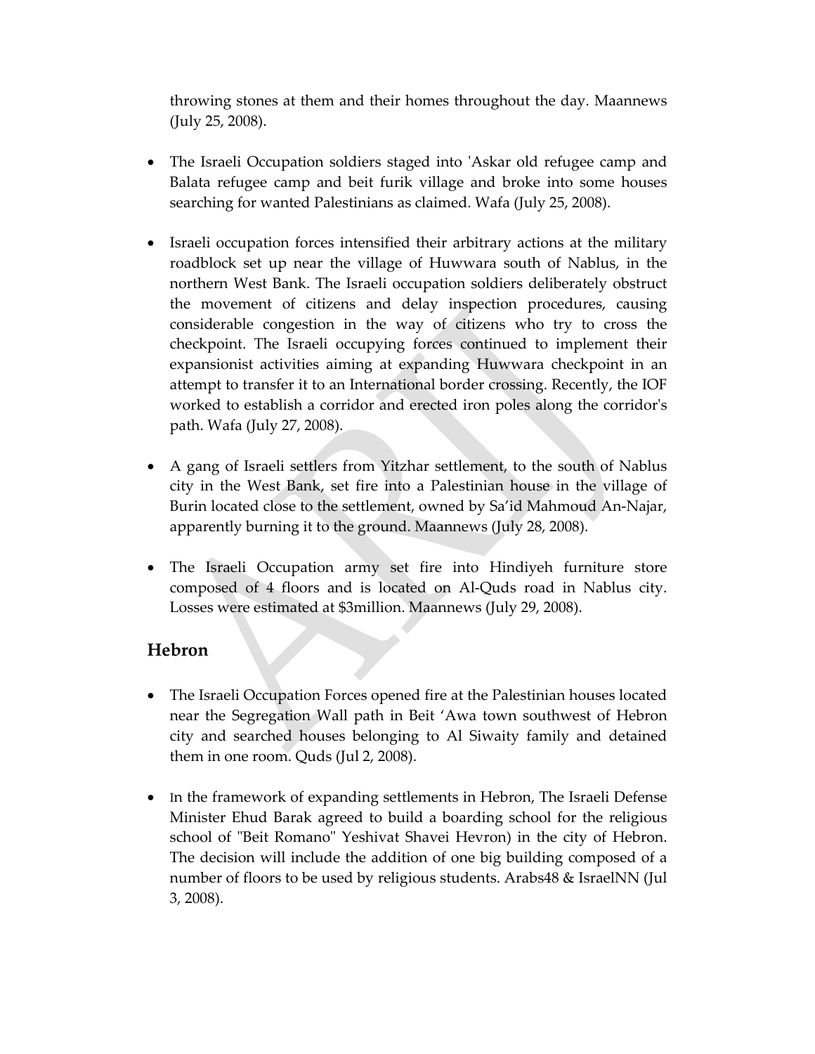throwing stones at them and their homes throughout the day. Maannews (July 25, 2008).

- The Israeli Occupation soldiers staged into 'Askar old refugee camp and Balata refugee camp and beit furik village and broke into some houses searching for wanted Palestinians as claimed. Wafa (July 25, 2008).

- Israeli occupation forces intensified their arbitrary actions at the military roadblock set up near the village of Huwwara south of Nablus, in the northern West Bank. The Israeli occupation soldiers deliberately obstruct the movement of citizens and delay inspection procedures, causing considerable congestion in the way of citizens who try to cross the checkpoint. The Israeli occupying forces continued to implement their expansionist activities aiming at expanding Huwwara checkpoint in an attempt to transfer it to an International border crossing. Recently, the IOF worked to establish a corridor and erected iron poles along the corridor's path. Wafa (July 27, 2008).

- A gang of Israeli settlers from Yitzhar settlement, to the south of Nablus city in the West Bank, set fire into a Palestinian house in the village of Burin located close to the settlement, owned by Sa'id Mahmoud An-Najar, apparently burning it to the ground. Maannews (July 28, 2008).

- The Israeli Occupation army set fire into Hindiyeh furniture store composed of 4 floors and is located on Al-Quds road in Nablus city. Losses were estimated at $3million. Maannews (July 29, 2008).

## Hebron

- The Israeli Occupation Forces opened fire at the Palestinian houses located near the Segregation Wall path in Beit 'Awa town southwest of Hebron city and searched houses belonging to Al Siwaity family and detained them in one room. Quds (Jul 2, 2008).

- In the framework of expanding settlements in Hebron, The Israeli Defense Minister Ehud Barak agreed to build a boarding school for the religious school of "Beit Romano" Yeshivat Shavei Hevron) in the city of Hebron. The decision will include the addition of one big building composed of a number of floors to be used by religious students. Arabs48 & IsraelNN (Jul 3, 2008).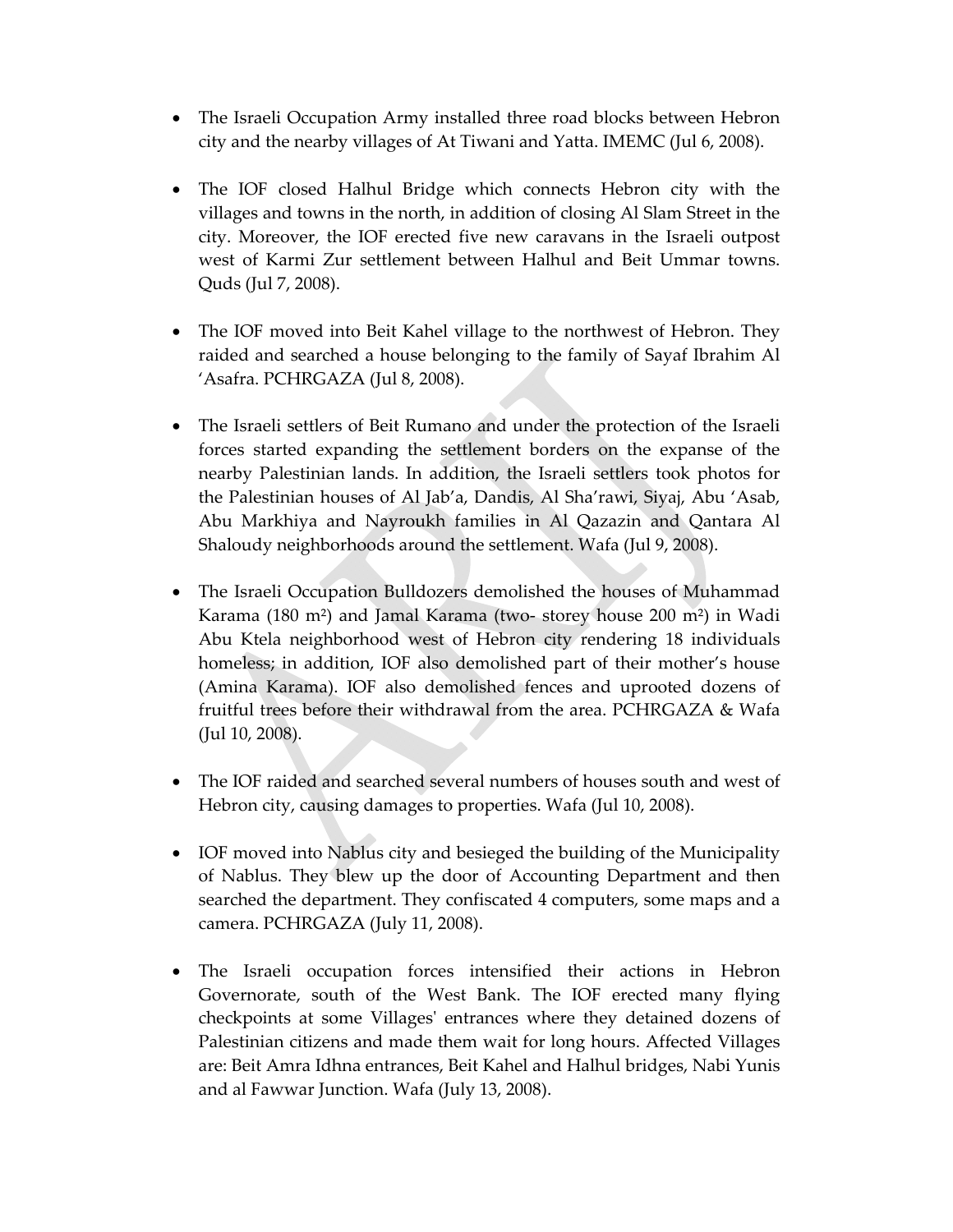- The Israeli Occupation Army installed three road blocks between Hebron city and the nearby villages of At Tiwani and Yatta. IMEMC (Jul 6, 2008).

- The IOF closed Halhul Bridge which connects Hebron city with the villages and towns in the north, in addition of closing Al Slam Street in the city. Moreover, the IOF erected five new caravans in the Israeli outpost west of Karmi Zur settlement between Halhul and Beit Ummar towns. Quds (Jul 7, 2008).

- The IOF moved into Beit Kahel village to the northwest of Hebron. They raided and searched a house belonging to the family of Sayaf Ibrahim Al 'Asafra. PCHRGAZA (Jul 8, 2008).

- The Israeli settlers of Beit Rumano and under the protection of the Israeli forces started expanding the settlement borders on the expanse of the nearby Palestinian lands. In addition, the Israeli settlers took photos for the Palestinian houses of Al Jab'a, Dandis, Al Sha'rawi, Siyaj, Abu 'Asab, Abu Markhiya and Nayroukh families in Al Qazazin and Qantara Al Shaloudy neighborhoods around the settlement. Wafa (Jul 9, 2008).

- The Israeli Occupation Bulldozers demolished the houses of Muhammad Karama (180 $m^2$) and Jamal Karama (two- storey house 200 $m^2$) in Wadi Abu Ktela neighborhood west of Hebron city rendering 18 individuals homeless; in addition, IOF also demolished part of their mother's house (Amina Karama). IOF also demolished fences and uprooted dozens of fruitful trees before their withdrawal from the area. PCHRGAZA & Wafa (Jul 10, 2008).

- The IOF raided and searched several numbers of houses south and west of Hebron city, causing damages to properties. Wafa (Jul 10, 2008).

- IOF moved into Nablus city and besieged the building of the Municipality of Nablus. They blew up the door of Accounting Department and then searched the department. They confiscated 4 computers, some maps and a camera. PCHRGAZA (July 11, 2008).

- The Israeli occupation forces intensified their actions in Hebron Governorate, south of the West Bank. The IOF erected many flying checkpoints at some Villages' entrances where they detained dozens of Palestinian citizens and made them wait for long hours. Affected Villages are: Beit Amra Idhna entrances, Beit Kahel and Halhul bridges, Nabi Yunis and al Fawwar Junction. Wafa (July 13, 2008).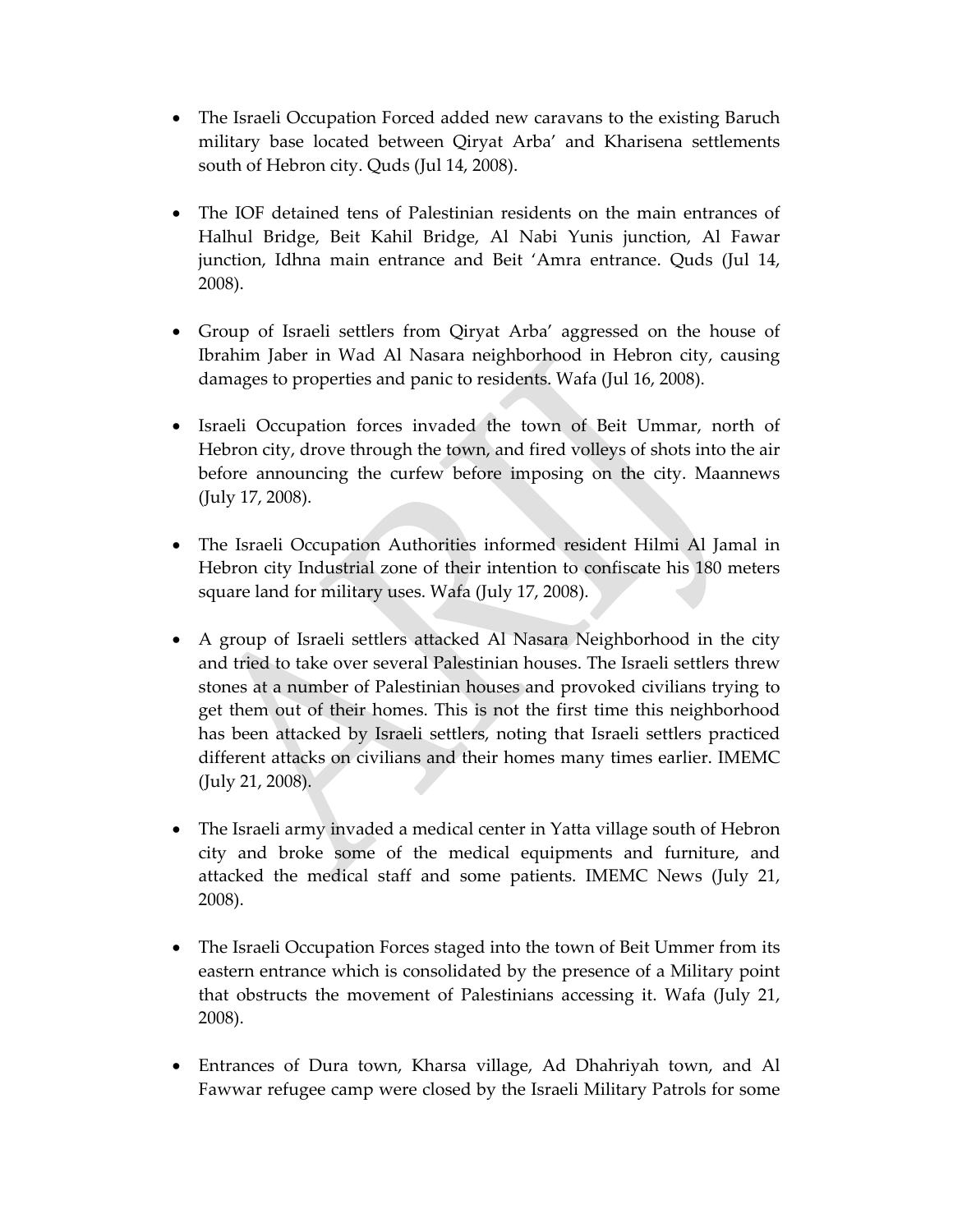- The Israeli Occupation Forced added new caravans to the existing Baruch military base located between Qiryat Arba' and Kharisena settlements south of Hebron city. Quds (Jul 14, 2008).

- The IOF detained tens of Palestinian residents on the main entrances of Halhul Bridge, Beit Kahil Bridge, Al Nabi Yunis junction, Al Fawar junction, Idhna main entrance and Beit 'Amra entrance. Quds (Jul 14, 2008).

- Group of Israeli settlers from Qiryat Arba' aggressed on the house of Ibrahim Jaber in Wad Al Nasara neighborhood in Hebron city, causing damages to properties and panic to residents. Wafa (Jul 16, 2008).

- Israeli Occupation forces invaded the town of Beit Ummar, north of Hebron city, drove through the town, and fired volleys of shots into the air before announcing the curfew before imposing on the city. Maannews (July 17, 2008).

- The Israeli Occupation Authorities informed resident Hilmi Al Jamal in Hebron city Industrial zone of their intention to confiscate his 180 meters square land for military uses. Wafa (July 17, 2008).

- A group of Israeli settlers attacked Al Nasara Neighborhood in the city and tried to take over several Palestinian houses. The Israeli settlers threw stones at a number of Palestinian houses and provoked civilians trying to get them out of their homes. This is not the first time this neighborhood has been attacked by Israeli settlers, noting that Israeli settlers practiced different attacks on civilians and their homes many times earlier. IMEMC (July 21, 2008).

- The Israeli army invaded a medical center in Yatta village south of Hebron city and broke some of the medical equipments and furniture, and attacked the medical staff and some patients. IMEMC News (July 21, 2008).

- The Israeli Occupation Forces staged into the town of Beit Ummer from its eastern entrance which is consolidated by the presence of a Military point that obstructs the movement of Palestinians accessing it. Wafa (July 21, 2008).

- Entrances of Dura town, Kharsa village, Ad Dhahriyah town, and Al Fawwar refugee camp were closed by the Israeli Military Patrols for some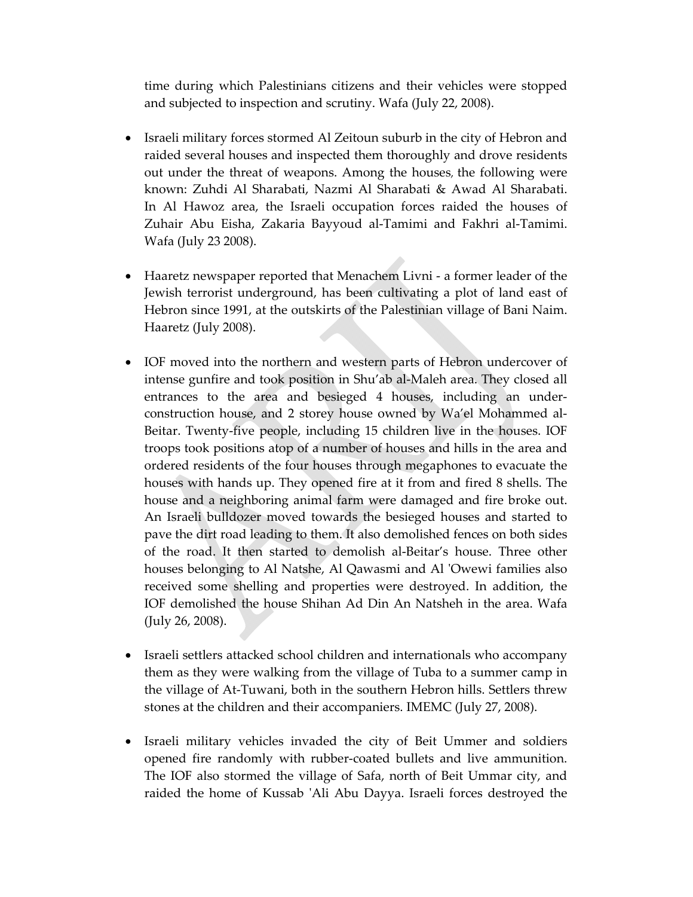time during which Palestinians citizens and their vehicles were stopped and subjected to inspection and scrutiny. Wafa (July 22, 2008).

- Israeli military forces stormed Al Zeitoun suburb in the city of Hebron and raided several houses and inspected them thoroughly and drove residents out under the threat of weapons. Among the houses, the following were known: Zuhdi Al Sharabati, Nazmi Al Sharabati & Awad Al Sharabati. In Al Hawoz area, the Israeli occupation forces raided the houses of Zuhair Abu Eisha, Zakaria Bayyoud al-Tamimi and Fakhri al-Tamimi. Wafa (July 23 2008).

- Haaretz newspaper reported that Menachem Livni - a former leader of the Jewish terrorist underground, has been cultivating a plot of land east of Hebron since 1991, at the outskirts of the Palestinian village of Bani Naim. Haaretz (July 2008).

- IOF moved into the northern and western parts of Hebron undercover of intense gunfire and took position in Shu'ab al-Maleh area. They closed all entrances to the area and besieged 4 houses, including an under-construction house, and 2 storey house owned by Wa'el Mohammed al-Beitar. Twenty-five people, including 15 children live in the houses. IOF troops took positions atop of a number of houses and hills in the area and ordered residents of the four houses through megaphones to evacuate the houses with hands up. They opened fire at it from and fired 8 shells. The house and a neighboring animal farm were damaged and fire broke out. An Israeli bulldozer moved towards the besieged houses and started to pave the dirt road leading to them. It also demolished fences on both sides of the road. It then started to demolish al-Beitar's house. Three other houses belonging to Al Natshe, Al Qawasmi and Al 'Owewi families also received some shelling and properties were destroyed. In addition, the IOF demolished the house Shihan Ad Din An Natsheh in the area. Wafa (July 26, 2008).

- Israeli settlers attacked school children and internationals who accompany them as they were walking from the village of Tuba to a summer camp in the village of At-Tuwani, both in the southern Hebron hills. Settlers threw stones at the children and their accompaniers. IMEMC (July 27, 2008).

- Israeli military vehicles invaded the city of Beit Ummer and soldiers opened fire randomly with rubber-coated bullets and live ammunition. The IOF also stormed the village of Safa, north of Beit Ummar city, and raided the home of Kussab 'Ali Abu Dayya. Israeli forces destroyed the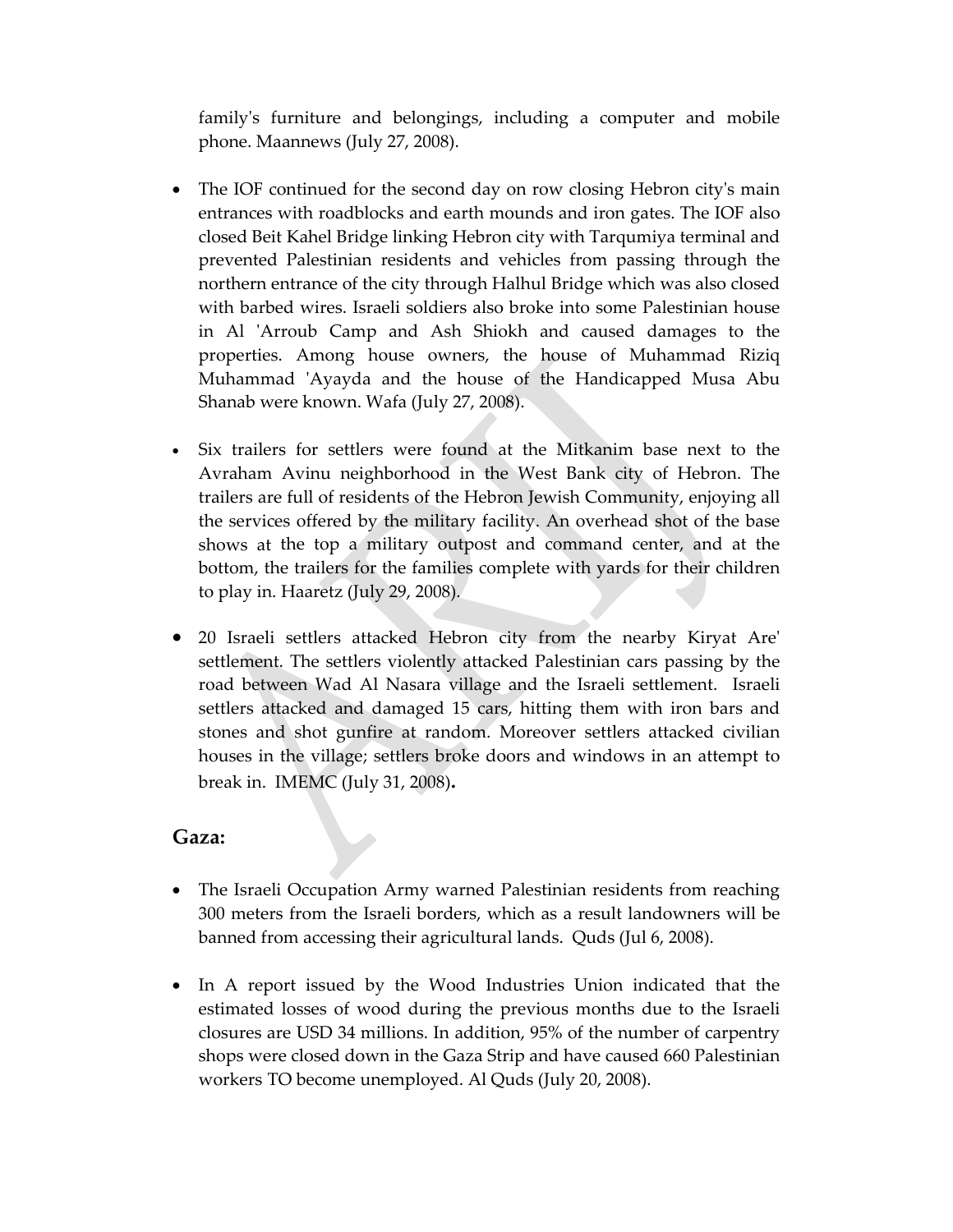family's furniture and belongings, including a computer and mobile phone. Maannews (July 27, 2008).

- The IOF continued for the second day on row closing Hebron city's main entrances with roadblocks and earth mounds and iron gates. The IOF also closed Beit Kahel Bridge linking Hebron city with Tarqumiya terminal and prevented Palestinian residents and vehicles from passing through the northern entrance of the city through Halhul Bridge which was also closed with barbed wires. Israeli soldiers also broke into some Palestinian house in Al 'Arroub Camp and Ash Shiokh and caused damages to the properties. Among house owners, the house of Muhammad Riziq Muhammad 'Ayayda and the house of the Handicapped Musa Abu Shanab were known. Wafa (July 27, 2008).

- Six trailers for settlers were found at the Mitkanim base next to the Avraham Avinu neighborhood in the West Bank city of Hebron. The trailers are full of residents of the Hebron Jewish Community, enjoying all the services offered by the military facility. An overhead shot of the base shows at the top a military outpost and command center, and at the bottom, the trailers for the families complete with yards for their children to play in. Haaretz (July 29, 2008).

- 20 Israeli settlers attacked Hebron city from the nearby Kiryat Are' settlement. The settlers violently attacked Palestinian cars passing by the road between Wad Al Nasara village and the Israeli settlement. Israeli settlers attacked and damaged 15 cars, hitting them with iron bars and stones and shot gunfire at random. Moreover settlers attacked civilian houses in the village; settlers broke doors and windows in an attempt to break in. IMEMC (July 31, 2008).

## Gaza:

- The Israeli Occupation Army warned Palestinian residents from reaching 300 meters from the Israeli borders, which as a result landowners will be banned from accessing their agricultural lands. Quds (Jul 6, 2008).

- In A report issued by the Wood Industries Union indicated that the estimated losses of wood during the previous months due to the Israeli closures are USD 34 millions. In addition, 95% of the number of carpentry shops were closed down in the Gaza Strip and have caused 660 Palestinian workers TO become unemployed. Al Quds (July 20, 2008).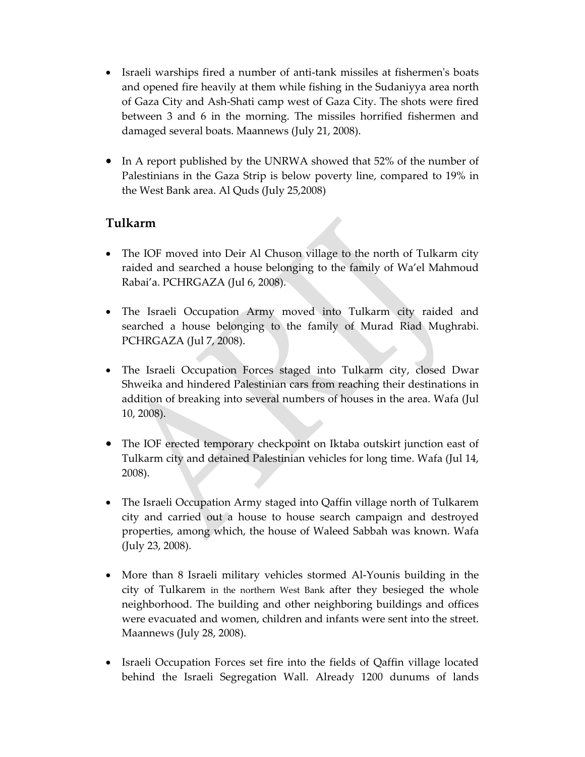- Israeli warships fired a number of anti-tank missiles at fishermen's boats and opened fire heavily at them while fishing in the Sudaniyya area north of Gaza City and Ash-Shati camp west of Gaza City. The shots were fired between 3 and 6 in the morning. The missiles horrified fishermen and damaged several boats. Maannews (July 21, 2008).

- In A report published by the UNRWA showed that 52% of the number of Palestinians in the Gaza Strip is below poverty line, compared to 19% in the West Bank area. Al Quds (July 25,2008)

## Tulkarm

- The IOF moved into Deir Al Chuson village to the north of Tulkarm city raided and searched a house belonging to the family of Wa'el Mahmoud Rabai'a. PCHRGAZA (Jul 6, 2008).

- The Israeli Occupation Army moved into Tulkarm city raided and searched a house belonging to the family of Murad Riad Mughrabi. PCHRGAZA (Jul 7, 2008).

- The Israeli Occupation Forces staged into Tulkarm city, closed Dwar Shweika and hindered Palestinian cars from reaching their destinations in addition of breaking into several numbers of houses in the area. Wafa (Jul 10, 2008).

- The IOF erected temporary checkpoint on Iktaba outskirt junction east of Tulkarm city and detained Palestinian vehicles for long time. Wafa (Jul 14, 2008).

- The Israeli Occupation Army staged into Qaffin village north of Tulkarem city and carried out a house to house search campaign and destroyed properties, among which, the house of Waleed Sabbah was known. Wafa (July 23, 2008).

- More than 8 Israeli military vehicles stormed Al-Younis building in the city of Tulkarem in the northern West Bank after they besieged the whole neighborhood. The building and other neighboring buildings and offices were evacuated and women, children and infants were sent into the street. Maannews (July 28, 2008).

- Israeli Occupation Forces set fire into the fields of Qaffin village located behind the Israeli Segregation Wall. Already 1200 dunums of lands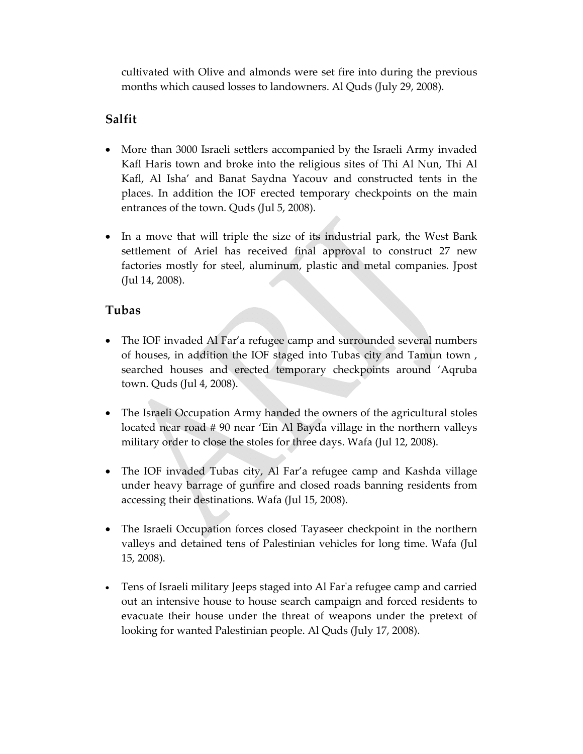cultivated with Olive and almonds were set fire into during the previous months which caused losses to landowners. Al Quds (July 29, 2008).

## Salfit

- More than 3000 Israeli settlers accompanied by the Israeli Army invaded Kafl Haris town and broke into the religious sites of Thi Al Nun, Thi Al Kafl, Al Isha' and Banat Saydna Yacouv and constructed tents in the places. In addition the IOF erected temporary checkpoints on the main entrances of the town. Quds (Jul 5, 2008).

- In a move that will triple the size of its industrial park, the West Bank settlement of Ariel has received final approval to construct 27 new factories mostly for steel, aluminum, plastic and metal companies. Jpost (Jul 14, 2008).

## Tubas

- The IOF invaded Al Far'a refugee camp and surrounded several numbers of houses, in addition the IOF staged into Tubas city and Tamun town , searched houses and erected temporary checkpoints around 'Aqruba town. Quds (Jul 4, 2008).

- The Israeli Occupation Army handed the owners of the agricultural stoles located near road # 90 near 'Ein Al Bayda village in the northern valleys military order to close the stoles for three days. Wafa (Jul 12, 2008).

- The IOF invaded Tubas city, Al Far'a refugee camp and Kashda village under heavy barrage of gunfire and closed roads banning residents from accessing their destinations. Wafa (Jul 15, 2008).

- The Israeli Occupation forces closed Tayaseer checkpoint in the northern valleys and detained tens of Palestinian vehicles for long time. Wafa (Jul 15, 2008).

- Tens of Israeli military Jeeps staged into Al Far'a refugee camp and carried out an intensive house to house search campaign and forced residents to evacuate their house under the threat of weapons under the pretext of looking for wanted Palestinian people. Al Quds (July 17, 2008).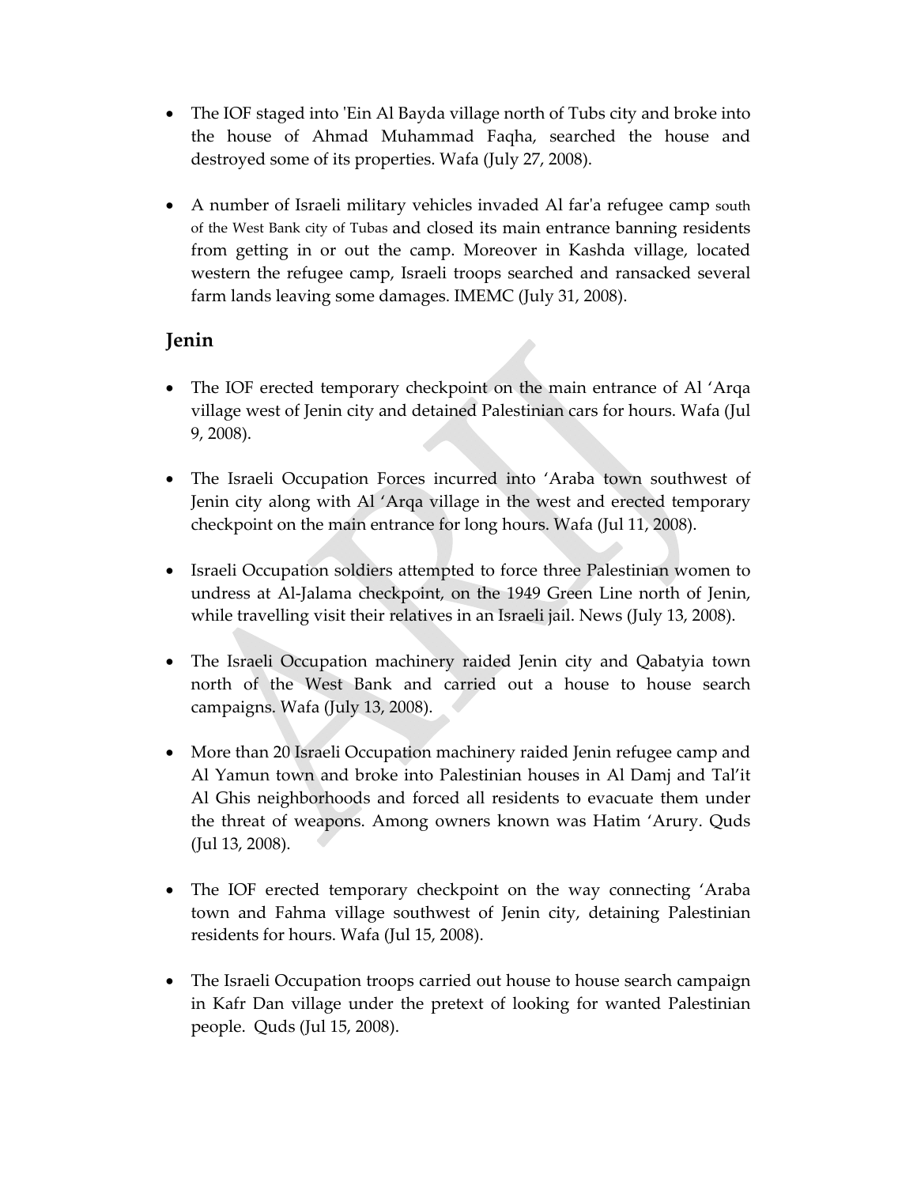- The IOF staged into 'Ein Al Bayda village north of Tubs city and broke into the house of Ahmad Muhammad Faqha, searched the house and destroyed some of its properties. Wafa (July 27, 2008).

- A number of Israeli military vehicles invaded Al far'a refugee camp south of the West Bank city of Tubas and closed its main entrance banning residents from getting in or out the camp. Moreover in Kashda village, located western the refugee camp, Israeli troops searched and ransacked several farm lands leaving some damages. IMEMC (July 31, 2008).

## Jenin

- The IOF erected temporary checkpoint on the main entrance of Al 'Arqa village west of Jenin city and detained Palestinian cars for hours. Wafa (Jul 9, 2008).

- The Israeli Occupation Forces incurred into 'Araba town southwest of Jenin city along with Al 'Arqa village in the west and erected temporary checkpoint on the main entrance for long hours. Wafa (Jul 11, 2008).

- Israeli Occupation soldiers attempted to force three Palestinian women to undress at Al-Jalama checkpoint, on the 1949 Green Line north of Jenin, while travelling visit their relatives in an Israeli jail. News (July 13, 2008).

- The Israeli Occupation machinery raided Jenin city and Qabatyia town north of the West Bank and carried out a house to house search campaigns. Wafa (July 13, 2008).

- More than 20 Israeli Occupation machinery raided Jenin refugee camp and Al Yamun town and broke into Palestinian houses in Al Damj and Tal'it Al Ghis neighborhoods and forced all residents to evacuate them under the threat of weapons. Among owners known was Hatim 'Arury. Quds (Jul 13, 2008).

- The IOF erected temporary checkpoint on the way connecting 'Araba town and Fahma village southwest of Jenin city, detaining Palestinian residents for hours. Wafa (Jul 15, 2008).

- The Israeli Occupation troops carried out house to house search campaign in Kafr Dan village under the pretext of looking for wanted Palestinian people. Quds (Jul 15, 2008).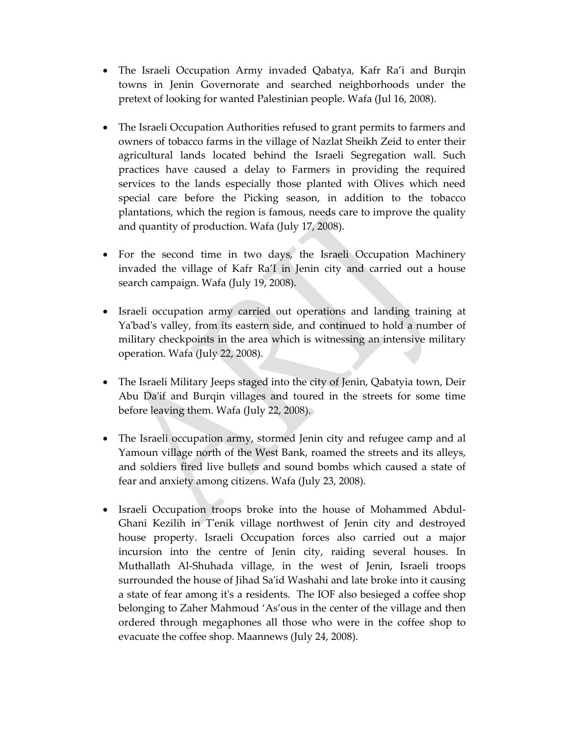- The Israeli Occupation Army invaded Qabatya, Kafr Ra'i and Burqin towns in Jenin Governorate and searched neighborhoods under the pretext of looking for wanted Palestinian people. Wafa (Jul 16, 2008).

- The Israeli Occupation Authorities refused to grant permits to farmers and owners of tobacco farms in the village of Nazlat Sheikh Zeid to enter their agricultural lands located behind the Israeli Segregation wall. Such practices have caused a delay to Farmers in providing the required services to the lands especially those planted with Olives which need special care before the Picking season, in addition to the tobacco plantations, which the region is famous, needs care to improve the quality and quantity of production. Wafa (July 17, 2008).

- For the second time in two days, the Israeli Occupation Machinery invaded the village of Kafr Ra'I in Jenin city and carried out a house search campaign. Wafa (July 19, 2008).

- Israeli occupation army carried out operations and landing training at Ya'bad's valley, from its eastern side, and continued to hold a number of military checkpoints in the area which is witnessing an intensive military operation. Wafa (July 22, 2008).

- The Israeli Military Jeeps staged into the city of Jenin, Qabatyia town, Deir Abu Da'if and Burqin villages and toured in the streets for some time before leaving them. Wafa (July 22, 2008).

- The Israeli occupation army, stormed Jenin city and refugee camp and al Yamoun village north of the West Bank, roamed the streets and its alleys, and soldiers fired live bullets and sound bombs which caused a state of fear and anxiety among citizens. Wafa (July 23, 2008).

- Israeli Occupation troops broke into the house of Mohammed Abdul-Ghani Kezilih in T'enik village northwest of Jenin city and destroyed house property. Israeli Occupation forces also carried out a major incursion into the centre of Jenin city, raiding several houses. In Muthallath Al-Shuhada village, in the west of Jenin, Israeli troops surrounded the house of Jihad Sa'id Washahi and late broke into it causing a state of fear among it's a residents. The IOF also besieged a coffee shop belonging to Zaher Mahmoud 'As'ous in the center of the village and then ordered through megaphones all those who were in the coffee shop to evacuate the coffee shop. Maannews (July 24, 2008).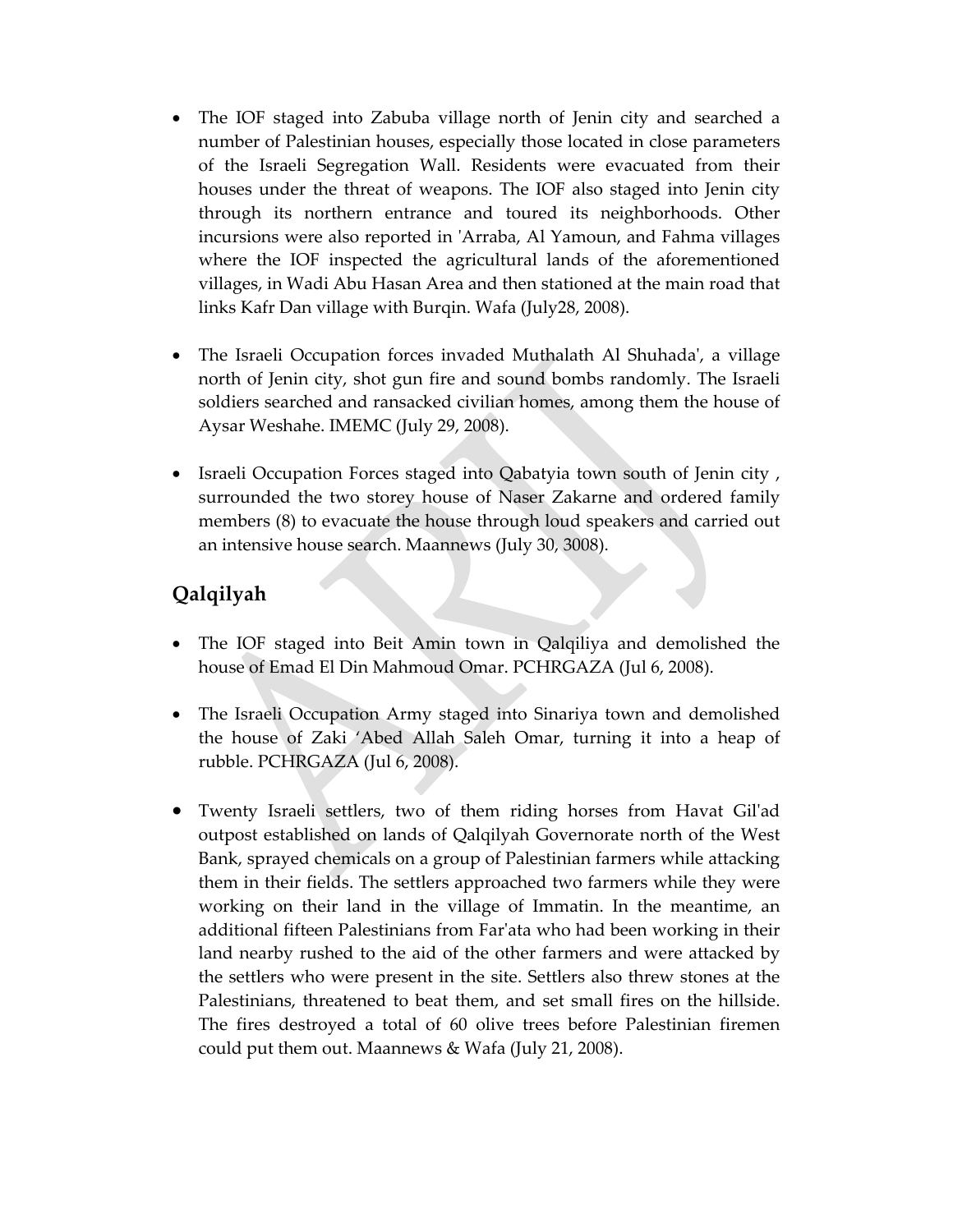- The IOF staged into Zabuba village north of Jenin city and searched a number of Palestinian houses, especially those located in close parameters of the Israeli Segregation Wall. Residents were evacuated from their houses under the threat of weapons. The IOF also staged into Jenin city through its northern entrance and toured its neighborhoods. Other incursions were also reported in 'Arraba, Al Yamoun, and Fahma villages where the IOF inspected the agricultural lands of the aforementioned villages, in Wadi Abu Hasan Area and then stationed at the main road that links Kafr Dan village with Burqin. Wafa (July28, 2008).

- The Israeli Occupation forces invaded Muthalath Al Shuhada', a village north of Jenin city, shot gun fire and sound bombs randomly. The Israeli soldiers searched and ransacked civilian homes, among them the house of Aysar Weshahe. IMEMC (July 29, 2008).

- Israeli Occupation Forces staged into Qabatyia town south of Jenin city , surrounded the two storey house of Naser Zakarne and ordered family members (8) to evacuate the house through loud speakers and carried out an intensive house search. Maannews (July 30, 3008).

## Qalqilyah

- The IOF staged into Beit Amin town in Qalqiliya and demolished the house of Emad El Din Mahmoud Omar. PCHRGAZA (Jul 6, 2008).

- The Israeli Occupation Army staged into Sinariya town and demolished the house of Zaki 'Abed Allah Saleh Omar, turning it into a heap of rubble. PCHRGAZA (Jul 6, 2008).

- Twenty Israeli settlers, two of them riding horses from Havat Gil'ad outpost established on lands of Qalqilyah Governorate north of the West Bank, sprayed chemicals on a group of Palestinian farmers while attacking them in their fields. The settlers approached two farmers while they were working on their land in the village of Immatin. In the meantime, an additional fifteen Palestinians from Far'ata who had been working in their land nearby rushed to the aid of the other farmers and were attacked by the settlers who were present in the site. Settlers also threw stones at the Palestinians, threatened to beat them, and set small fires on the hillside. The fires destroyed a total of 60 olive trees before Palestinian firemen could put them out. Maannews & Wafa (July 21, 2008).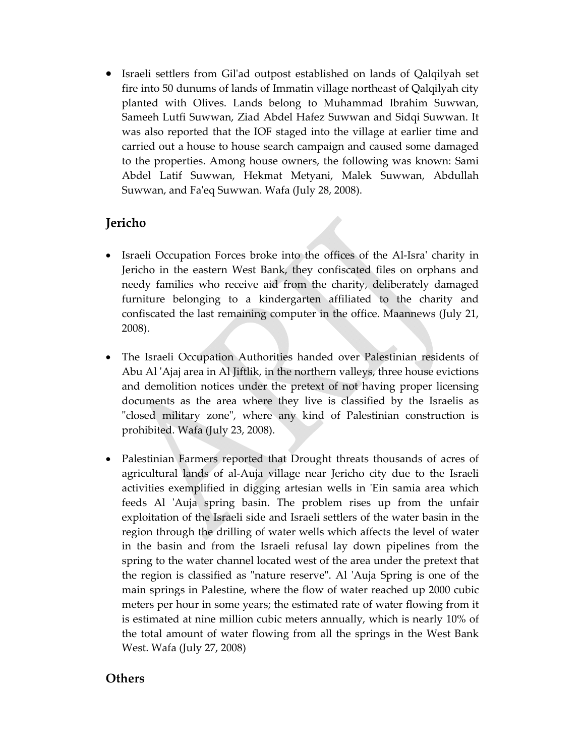- Israeli settlers from Gil'ad outpost established on lands of Qalqilyah set fire into 50 dunums of lands of Immatin village northeast of Qalqilyah city planted with Olives. Lands belong to Muhammad Ibrahim Suwwan, Sameeh Lutfi Suwwan, Ziad Abdel Hafez Suwwan and Sidqi Suwwan. It was also reported that the IOF staged into the village at earlier time and carried out a house to house search campaign and caused some damaged to the properties. Among house owners, the following was known: Sami Abdel Latif Suwwan, Hekmat Metyani, Malek Suwwan, Abdullah Suwwan, and Fa'eq Suwwan. Wafa (July 28, 2008).

## Jericho

- Israeli Occupation Forces broke into the offices of the Al-Isra' charity in Jericho in the eastern West Bank, they confiscated files on orphans and needy families who receive aid from the charity, deliberately damaged furniture belonging to a kindergarten affiliated to the charity and confiscated the last remaining computer in the office. Maannews (July 21, 2008).

- The Israeli Occupation Authorities handed over Palestinian residents of Abu Al 'Ajaj area in Al Jiftlik, in the northern valleys, three house evictions and demolition notices under the pretext of not having proper licensing documents as the area where they live is classified by the Israelis as "closed military zone", where any kind of Palestinian construction is prohibited. Wafa (July 23, 2008).

- Palestinian Farmers reported that Drought threats thousands of acres of agricultural lands of al-Auja village near Jericho city due to the Israeli activities exemplified in digging artesian wells in 'Ein samia area which feeds Al 'Auja spring basin. The problem rises up from the unfair exploitation of the Israeli side and Israeli settlers of the water basin in the region through the drilling of water wells which affects the level of water in the basin and from the Israeli refusal lay down pipelines from the spring to the water channel located west of the area under the pretext that the region is classified as "nature reserve". Al 'Auja Spring is one of the main springs in Palestine, where the flow of water reached up 2000 cubic meters per hour in some years; the estimated rate of water flowing from it is estimated at nine million cubic meters annually, which is nearly 10% of the total amount of water flowing from all the springs in the West Bank West. Wafa (July 27, 2008)

## Others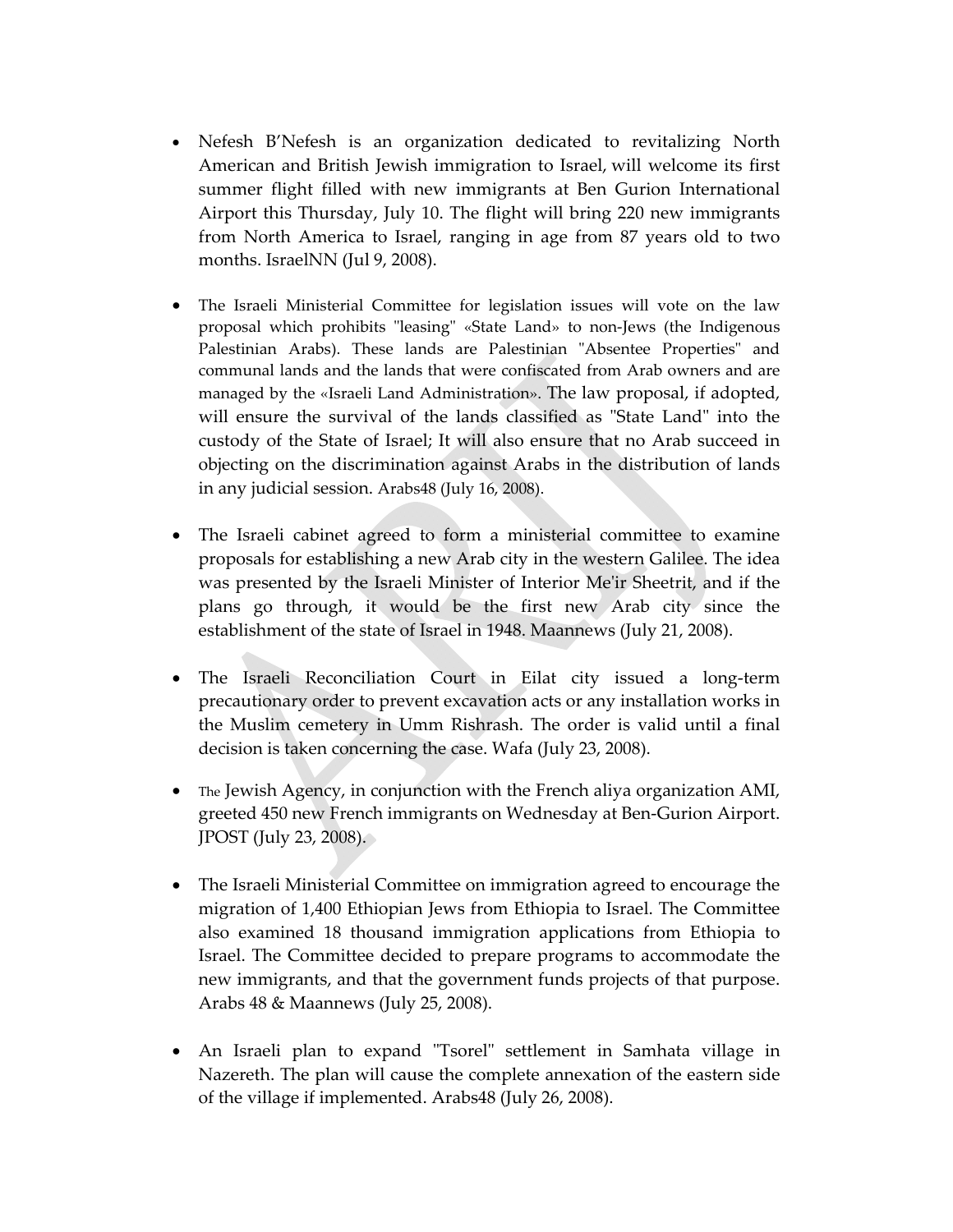- Nefesh B'Nefesh is an organization dedicated to revitalizing North American and British Jewish immigration to Israel, will welcome its first summer flight filled with new immigrants at Ben Gurion International Airport this Thursday, July 10. The flight will bring 220 new immigrants from North America to Israel, ranging in age from 87 years old to two months. IsraelNN (Jul 9, 2008).

- The Israeli Ministerial Committee for legislation issues will vote on the law proposal which prohibits "leasing" «State Land» to non-Jews (the Indigenous Palestinian Arabs). These lands are Palestinian "Absentee Properties" and communal lands and the lands that were confiscated from Arab owners and are managed by the «Israeli Land Administration». The law proposal, if adopted, will ensure the survival of the lands classified as "State Land" into the custody of the State of Israel; It will also ensure that no Arab succeed in objecting on the discrimination against Arabs in the distribution of lands in any judicial session. Arabs48 (July 16, 2008).

- The Israeli cabinet agreed to form a ministerial committee to examine proposals for establishing a new Arab city in the western Galilee. The idea was presented by the Israeli Minister of Interior Me'ir Sheetrit, and if the plans go through, it would be the first new Arab city since the establishment of the state of Israel in 1948. Maannews (July 21, 2008).

- The Israeli Reconciliation Court in Eilat city issued a long-term precautionary order to prevent excavation acts or any installation works in the Muslim cemetery in Umm Rishrash. The order is valid until a final decision is taken concerning the case. Wafa (July 23, 2008).

- The Jewish Agency, in conjunction with the French aliya organization AMI, greeted 450 new French immigrants on Wednesday at Ben-Gurion Airport. JPOST (July 23, 2008).

- The Israeli Ministerial Committee on immigration agreed to encourage the migration of 1,400 Ethiopian Jews from Ethiopia to Israel. The Committee also examined 18 thousand immigration applications from Ethiopia to Israel. The Committee decided to prepare programs to accommodate the new immigrants, and that the government funds projects of that purpose. Arabs 48 & Maannews (July 25, 2008).

- An Israeli plan to expand "Tsorel" settlement in Samhata village in Nazereth. The plan will cause the complete annexation of the eastern side of the village if implemented. Arabs48 (July 26, 2008).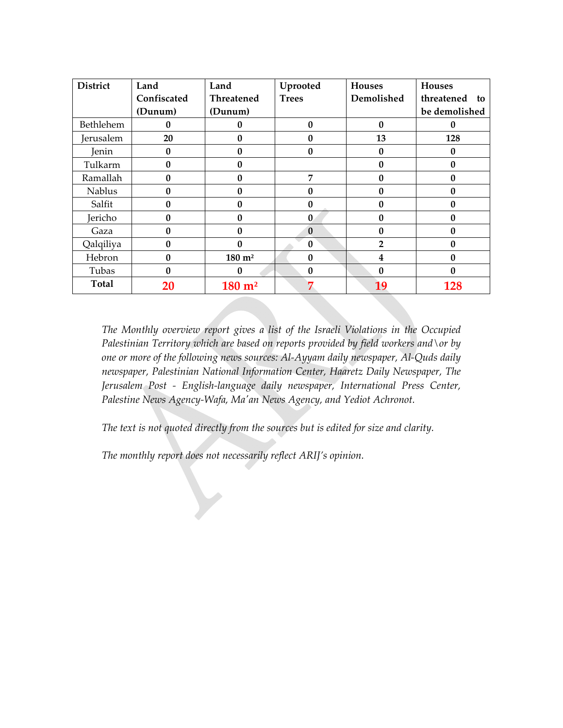| District | Land Confiscated (Dunum) | Land Threatened (Dunum) | Uprooted Trees | Houses Demolished | Houses threatened to be demolished |
|---|---|---|---|---|---|
| Bethlehem | 0 | 0 | 0 | 0 | 0 |
| Jerusalem | 20 | 0 | 0 | 13 | 128 |
| Jenin | 0 | 0 | 0 | 0 | 0 |
| Tulkarm | 0 | 0 | | 0 | 0 |
| Ramallah | 0 | 0 | 7 | 0 | 0 |
| Nablus | 0 | 0 | 0 | 0 | 0 |
| Salfit | 0 | 0 | 0 | 0 | 0 |
| Jericho | 0 | 0 | 0 | 0 | 0 |
| Gaza | 0 | 0 | 0 | 0 | 0 |
| Qalqiliya | 0 | 0 | 0 | 2 | 0 |
| Hebron | 0 | 180 $m^2$ | 0 | 4 | 0 |
| Tubas | 0 | 0 | 0 | 0 | 0 |
| **Total** | **20** | **180 $m^2$** | **7** | **19** | **128** |

*The Monthly overview report gives a list of the Israeli Violations in the Occupied Palestinian Territory which are based on reports provided by field workers and\or by one or more of the following news sources: Al-Ayyam daily newspaper, Al-Quds daily newspaper, Palestinian National Information Center, Haaretz Daily Newspaper, The Jerusalem Post - English-language daily newspaper, International Press Center, Palestine News Agency-Wafa, Ma'an News Agency, and Yediot Achronot.*

*The text is not quoted directly from the sources but is edited for size and clarity.*

*The monthly report does not necessarily reflect ARIJ's opinion.*